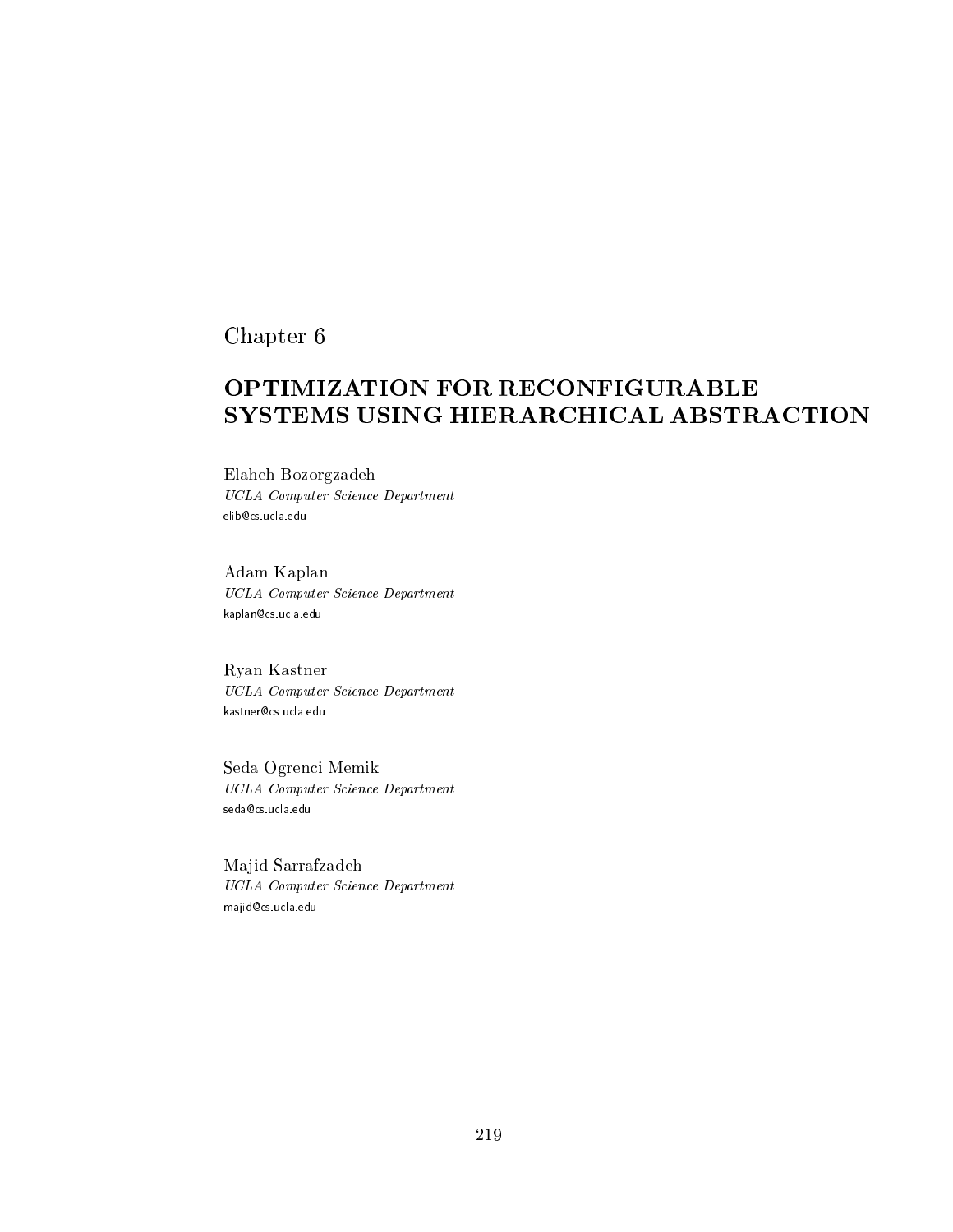Chapter 6

# OPTIMIZATION FOR RECONFIGURABLE SYSTEMS USING HIERARCHICAL ABSTRACTION

Elaheh Bozorgzadeh
*UCLA Computer Science Department*
elib@cs.ucla.edu

Adam Kaplan
*UCLA Computer Science Department*
kaplan@cs.ucla.edu

Ryan Kastner
*UCLA Computer Science Department*
kastner@cs.ucla.edu

Seda Ogrenci Memik
*UCLA Computer Science Department*
seda@cs.ucla.edu

Majid Sarrafzadeh
*UCLA Computer Science Department*
majid@cs.ucla.edu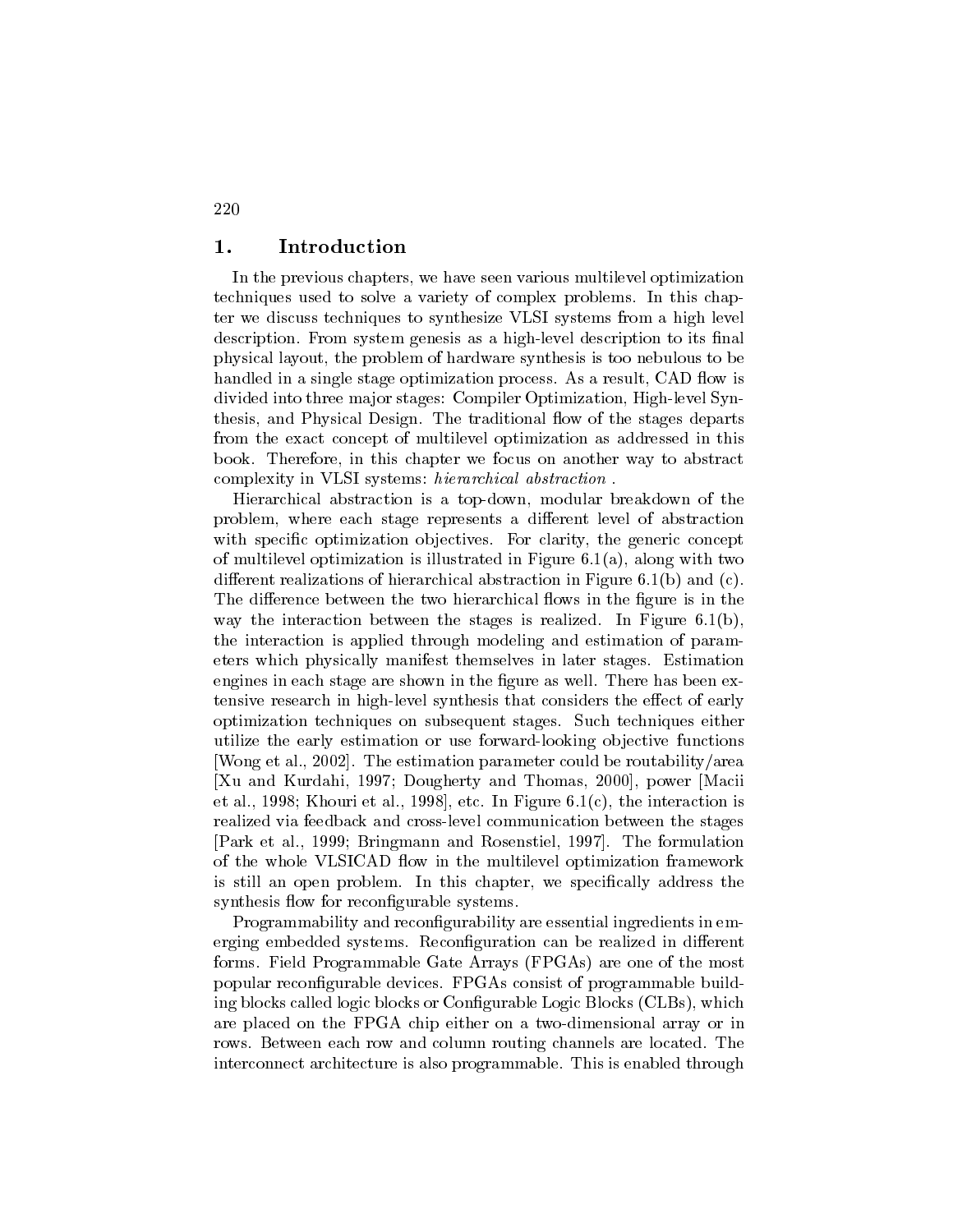## 1. Introduction

In the previous chapters, we have seen various multilevel optimization techniques used to solve a variety of complex problems. In this chapter we discuss techniques to synthesize VLSI systems from a high level description. From system genesis as a high-level description to its final physical layout, the problem of hardware synthesis is too nebulous to be handled in a single stage optimization process. As a result, CAD flow is divided into three major stages: Compiler Optimization, High-level Synthesis, and Physical Design. The traditional flow of the stages departs from the exact concept of multilevel optimization as addressed in this book. Therefore, in this chapter we focus on another way to abstract complexity in VLSI systems: *hierarchical abstraction* .

Hierarchical abstraction is a top-down, modular breakdown of the problem, where each stage represents a different level of abstraction with specific optimization objectives. For clarity, the generic concept of multilevel optimization is illustrated in Figure 6.1(a), along with two different realizations of hierarchical abstraction in Figure 6.1(b) and (c). The difference between the two hierarchical flows in the figure is in the way the interaction between the stages is realized. In Figure 6.1(b), the interaction is applied through modeling and estimation of parameters which physically manifest themselves in later stages. Estimation engines in each stage are shown in the figure as well. There has been extensive research in high-level synthesis that considers the effect of early optimization techniques on subsequent stages. Such techniques either utilize the early estimation or use forward-looking objective functions [Wong et al., 2002]. The estimation parameter could be routability/area [Xu and Kurdahi, 1997; Dougherty and Thomas, 2000], power [Macii et al., 1998; Khouri et al., 1998], etc. In Figure 6.1(c), the interaction is realized via feedback and cross-level communication between the stages [Park et al., 1999; Bringmann and Rosenstiel, 1997]. The formulation of the whole VLSICAD flow in the multilevel optimization framework is still an open problem. In this chapter, we specifically address the synthesis flow for reconfigurable systems.

Programmability and reconfigurability are essential ingredients in emerging embedded systems. Reconfiguration can be realized in different forms. Field Programmable Gate Arrays (FPGAs) are one of the most popular reconfigurable devices. FPGAs consist of programmable building blocks called logic blocks or Configurable Logic Blocks (CLBs), which are placed on the FPGA chip either on a two-dimensional array or in rows. Between each row and column routing channels are located. The interconnect architecture is also programmable. This is enabled through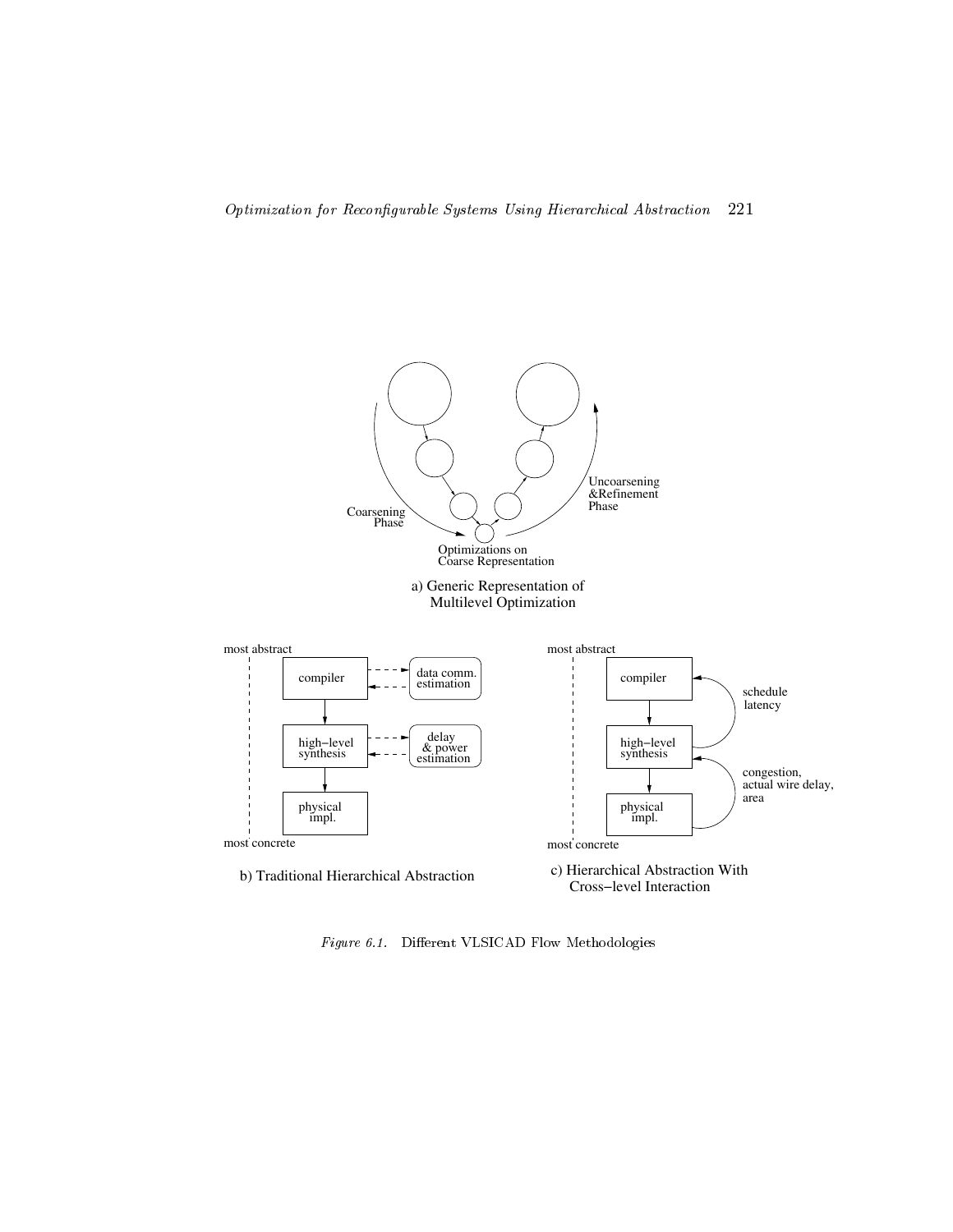a) Generic Representation of Multilevel Optimization

b) Traditional Hierarchical Abstraction

c) Hierarchical Abstraction With Cross−level Interaction

*Figure 6.1.* Different VLSICAD Flow Methodologies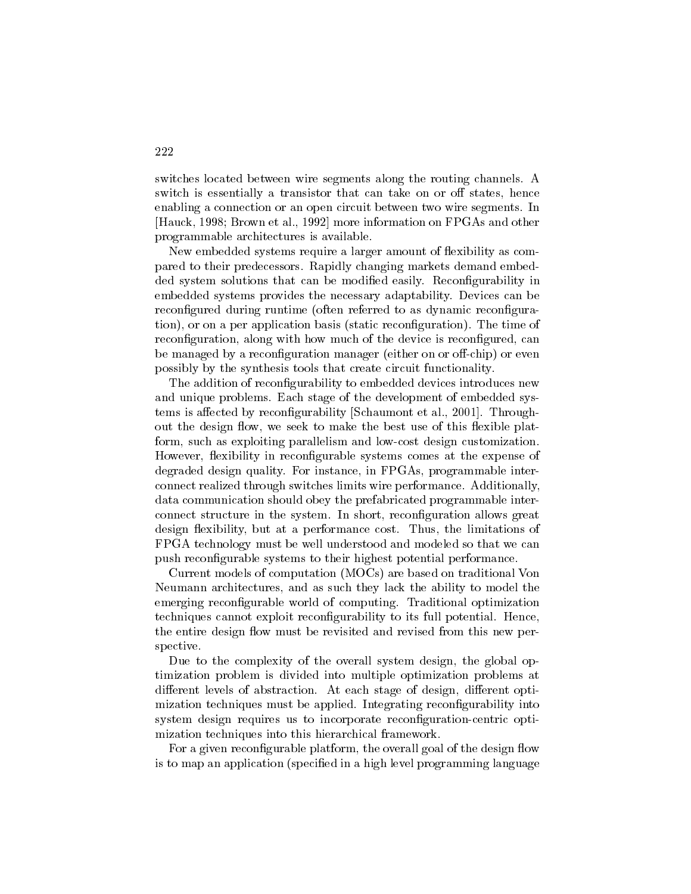switches located between wire segments along the routing channels. A switch is essentially a transistor that can take on or off states, hence enabling a connection or an open circuit between two wire segments. In [Hauck, 1998; Brown et al., 1992] more information on FPGAs and other programmable architectures is available.

New embedded systems require a larger amount of flexibility as compared to their predecessors. Rapidly changing markets demand embedded system solutions that can be modified easily. Reconfigurability in embedded systems provides the necessary adaptability. Devices can be reconfigured during runtime (often referred to as dynamic reconfiguration), or on a per application basis (static reconfiguration). The time of reconfiguration, along with how much of the device is reconfigured, can be managed by a reconfiguration manager (either on or off-chip) or even possibly by the synthesis tools that create circuit functionality.

The addition of reconfigurability to embedded devices introduces new and unique problems. Each stage of the development of embedded systems is affected by reconfigurability [Schaumont et al., 2001]. Throughout the design flow, we seek to make the best use of this flexible platform, such as exploiting parallelism and low-cost design customization. However, flexibility in reconfigurable systems comes at the expense of degraded design quality. For instance, in FPGAs, programmable interconnect realized through switches limits wire performance. Additionally, data communication should obey the prefabricated programmable interconnect structure in the system. In short, reconfiguration allows great design flexibility, but at a performance cost. Thus, the limitations of FPGA technology must be well understood and modeled so that we can push reconfigurable systems to their highest potential performance.

Current models of computation (MOCs) are based on traditional Von Neumann architectures, and as such they lack the ability to model the emerging reconfigurable world of computing. Traditional optimization techniques cannot exploit reconfigurability to its full potential. Hence, the entire design flow must be revisited and revised from this new perspective.

Due to the complexity of the overall system design, the global optimization problem is divided into multiple optimization problems at different levels of abstraction. At each stage of design, different optimization techniques must be applied. Integrating reconfigurability into system design requires us to incorporate reconfiguration-centric optimization techniques into this hierarchical framework.

For a given reconfigurable platform, the overall goal of the design flow is to map an application (specified in a high level programming language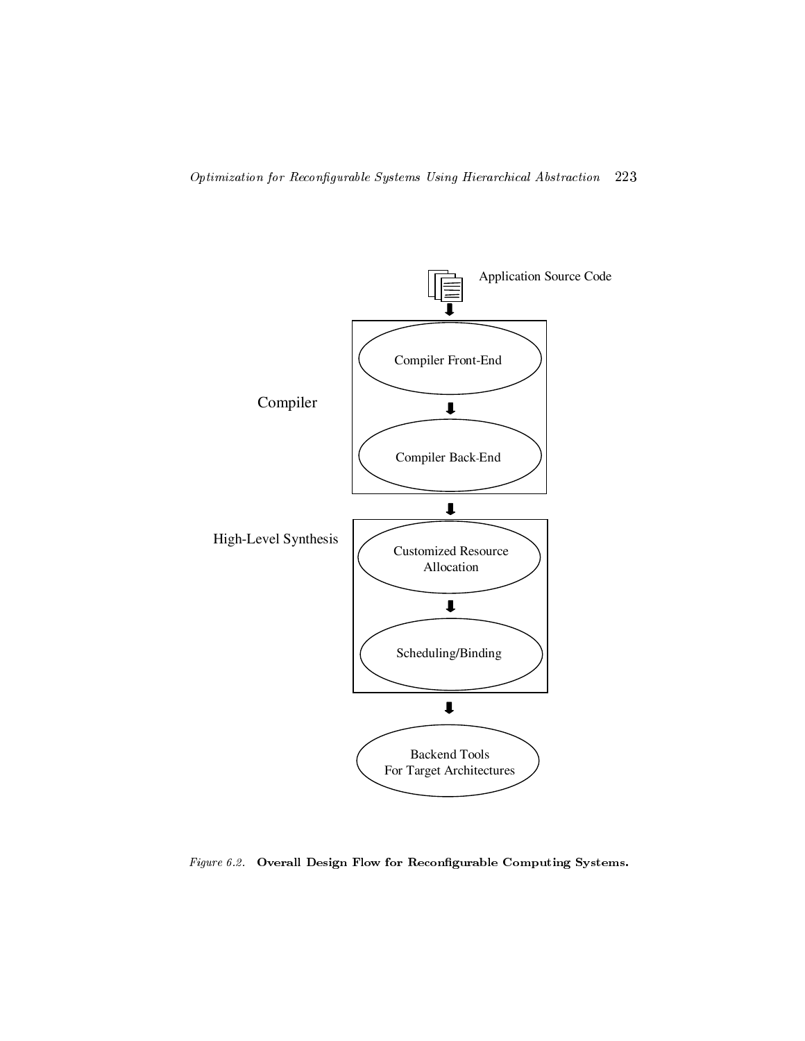*Figure 6.2.* **Overall Design Flow for Reconfigurable Computing Systems.**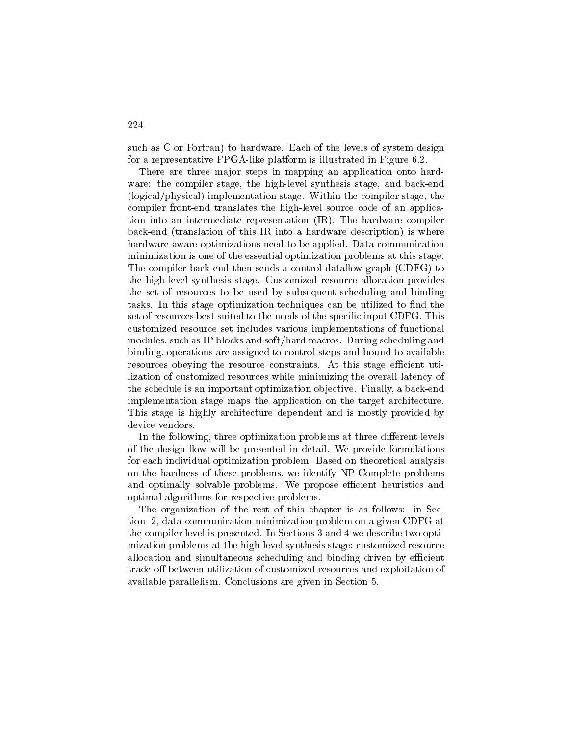such as C or Fortran) to hardware. Each of the levels of system design for a representative FPGA-like platform is illustrated in Figure 6.2.

There are three major steps in mapping an application onto hardware: the compiler stage, the high-level synthesis stage, and back-end (logical/physical) implementation stage. Within the compiler stage, the compiler front-end translates the high-level source code of an application into an intermediate representation (IR). The hardware compiler back-end (translation of this IR into a hardware description) is where hardware-aware optimizations need to be applied. Data communication minimization is one of the essential optimization problems at this stage. The compiler back-end then sends a control dataflow graph (CDFG) to the high-level synthesis stage. Customized resource allocation provides the set of resources to be used by subsequent scheduling and binding tasks. In this stage optimization techniques can be utilized to find the set of resources best suited to the needs of the specific input CDFG. This customized resource set includes various implementations of functional modules, such as IP blocks and soft/hard macros. During scheduling and binding, operations are assigned to control steps and bound to available resources obeying the resource constraints. At this stage efficient utilization of customized resources while minimizing the overall latency of the schedule is an important optimization objective. Finally, a back-end implementation stage maps the application on the target architecture. This stage is highly architecture dependent and is mostly provided by device vendors.

In the following, three optimization problems at three different levels of the design flow will be presented in detail. We provide formulations for each individual optimization problem. Based on theoretical analysis on the hardness of these problems, we identify NP-Complete problems and optimally solvable problems. We propose efficient heuristics and optimal algorithms for respective problems.

The organization of the rest of this chapter is as follows: in Section 2, data communication minimization problem on a given CDFG at the compiler level is presented. In Sections 3 and 4 we describe two optimization problems at the high-level synthesis stage; customized resource allocation and simultaneous scheduling and binding driven by efficient trade-off between utilization of customized resources and exploitation of available parallelism. Conclusions are given in Section 5.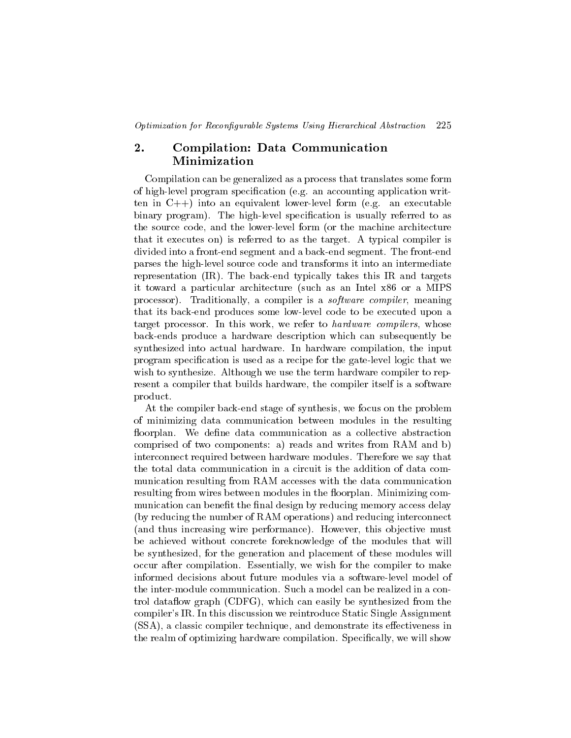## 2. Compilation: Data Communication Minimization

Compilation can be generalized as a process that translates some form of high-level program specification (e.g. an accounting application written in C++) into an equivalent lower-level form (e.g. an executable binary program). The high-level specification is usually referred to as the source code, and the lower-level form (or the machine architecture that it executes on) is referred to as the target. A typical compiler is divided into a front-end segment and a back-end segment. The front-end parses the high-level source code and transforms it into an intermediate representation (IR). The back-end typically takes this IR and targets it toward a particular architecture (such as an Intel x86 or a MIPS processor). Traditionally, a compiler is a *software compiler*, meaning that its back-end produces some low-level code to be executed upon a target processor. In this work, we refer to *hardware compilers*, whose back-ends produce a hardware description which can subsequently be synthesized into actual hardware. In hardware compilation, the input program specification is used as a recipe for the gate-level logic that we wish to synthesize. Although we use the term hardware compiler to represent a compiler that builds hardware, the compiler itself is a software product.

At the compiler back-end stage of synthesis, we focus on the problem of minimizing data communication between modules in the resulting floorplan. We define data communication as a collective abstraction comprised of two components: a) reads and writes from RAM and b) interconnect required between hardware modules. Therefore we say that the total data communication in a circuit is the addition of data communication resulting from RAM accesses with the data communication resulting from wires between modules in the floorplan. Minimizing communication can benefit the final design by reducing memory access delay (by reducing the number of RAM operations) and reducing interconnect (and thus increasing wire performance). However, this objective must be achieved without concrete foreknowledge of the modules that will be synthesized, for the generation and placement of these modules will occur after compilation. Essentially, we wish for the compiler to make informed decisions about future modules via a software-level model of the inter-module communication. Such a model can be realized in a control dataflow graph (CDFG), which can easily be synthesized from the compiler's IR. In this discussion we reintroduce Static Single Assignment (SSA), a classic compiler technique, and demonstrate its effectiveness in the realm of optimizing hardware compilation. Specifically, we will show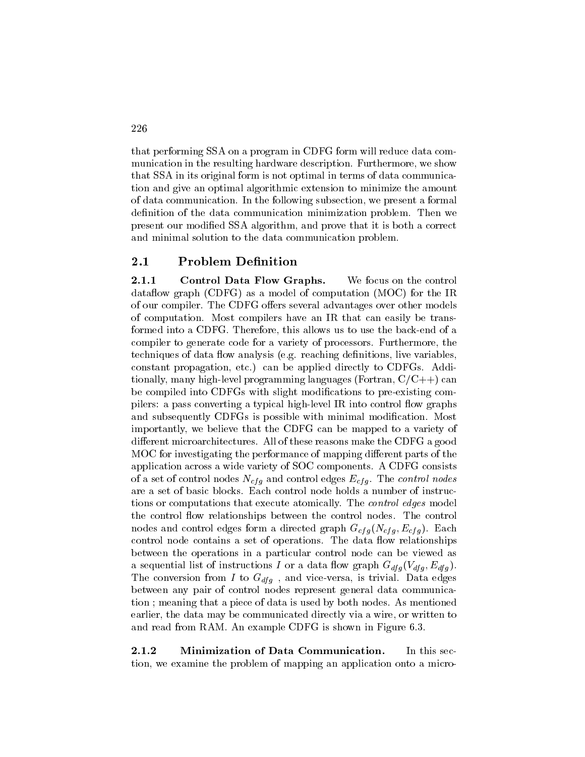that performing SSA on a program in CDFG form will reduce data communication in the resulting hardware description. Furthermore, we show that SSA in its original form is not optimal in terms of data communication and give an optimal algorithmic extension to minimize the amount of data communication. In the following subsection, we present a formal definition of the data communication minimization problem. Then we present our modified SSA algorithm, and prove that it is both a correct and minimal solution to the data communication problem.

## 2.1 Problem Definition

**2.1.1 Control Data Flow Graphs.** We focus on the control dataflow graph (CDFG) as a model of computation (MOC) for the IR of our compiler. The CDFG offers several advantages over other models of computation. Most compilers have an IR that can easily be transformed into a CDFG. Therefore, this allows us to use the back-end of a compiler to generate code for a variety of processors. Furthermore, the techniques of data flow analysis (e.g. reaching definitions, live variables, constant propagation, etc.) can be applied directly to CDFGs. Additionally, many high-level programming languages (Fortran, C/C++) can be compiled into CDFGs with slight modifications to pre-existing compilers: a pass converting a typical high-level IR into control flow graphs and subsequently CDFGs is possible with minimal modification. Most importantly, we believe that the CDFG can be mapped to a variety of different microarchitectures. All of these reasons make the CDFG a good MOC for investigating the performance of mapping different parts of the application across a wide variety of SOC components. A CDFG consists of a set of control nodes $N_{cfg}$ and control edges $E_{cfg}$. The *control nodes* are a set of basic blocks. Each control node holds a number of instructions or computations that execute atomically. The *control edges* model the control flow relationships between the control nodes. The control nodes and control edges form a directed graph $G_{cfg}(N_{cfg}, E_{cfg})$. Each control node contains a set of operations. The data flow relationships between the operations in a particular control node can be viewed as a sequential list of instructions $I$ or a data flow graph $G_{dfg}(V_{dfg}, E_{dfg})$. The conversion from $I$ to $G_{dfg}$ , and vice-versa, is trivial. Data edges between any pair of control nodes represent general data communication ; meaning that a piece of data is used by both nodes. As mentioned earlier, the data may be communicated directly via a wire, or written to and read from RAM. An example CDFG is shown in Figure 6.3.

**2.1.2 Minimization of Data Communication.** In this section, we examine the problem of mapping an application onto a micro-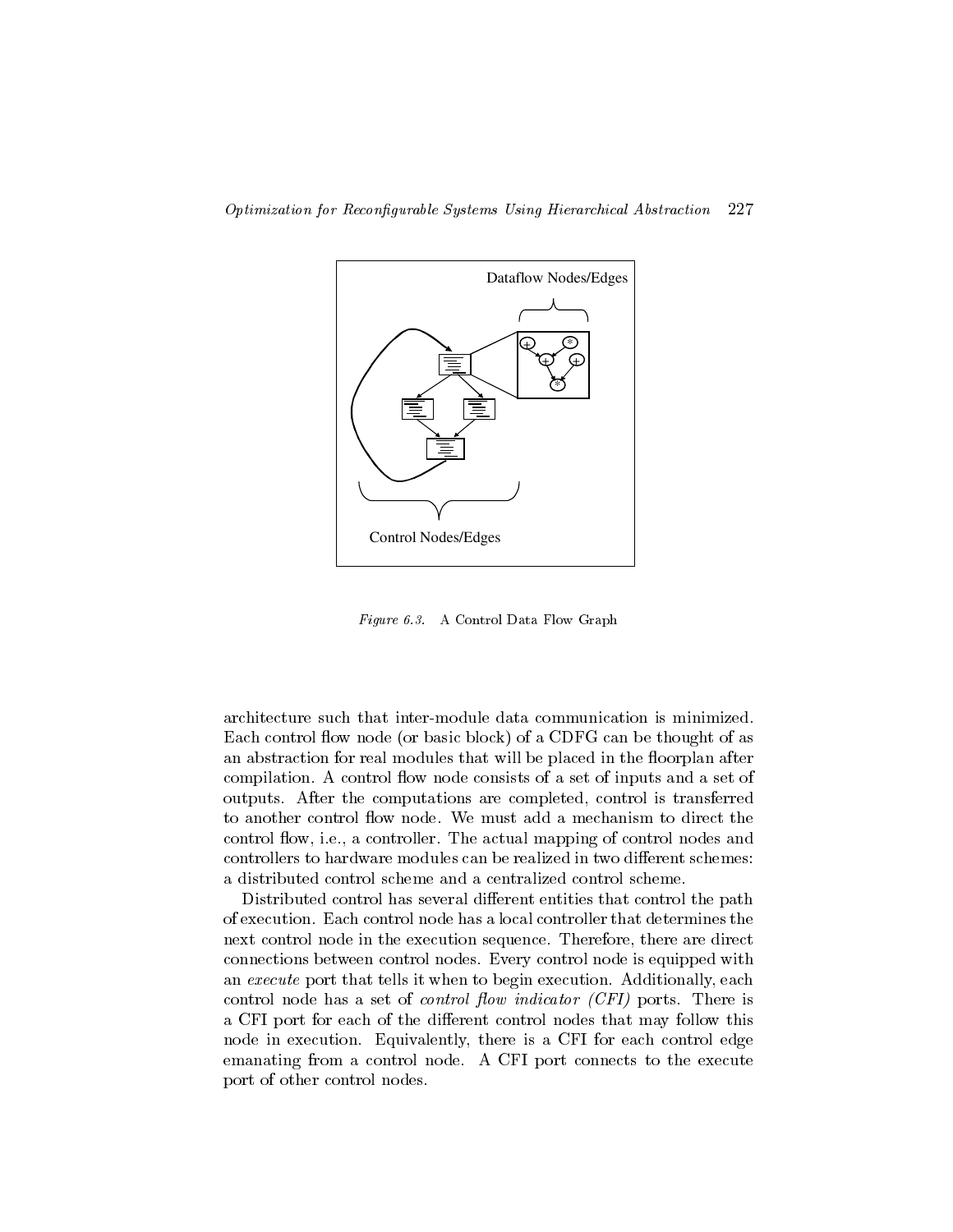Dataflow Nodes/Edges

Control Nodes/Edges

*Figure 6.3.* A Control Data Flow Graph

architecture such that inter-module data communication is minimized. Each control flow node (or basic block) of a CDFG can be thought of as an abstraction for real modules that will be placed in the floorplan after compilation. A control flow node consists of a set of inputs and a set of outputs. After the computations are completed, control is transferred to another control flow node. We must add a mechanism to direct the control flow, i.e., a controller. The actual mapping of control nodes and controllers to hardware modules can be realized in two different schemes: a distributed control scheme and a centralized control scheme.

Distributed control has several different entities that control the path of execution. Each control node has a local controller that determines the next control node in the execution sequence. Therefore, there are direct connections between control nodes. Every control node is equipped with an *execute* port that tells it when to begin execution. Additionally, each control node has a set of *control flow indicator (CFI)* ports. There is a CFI port for each of the different control nodes that may follow this node in execution. Equivalently, there is a CFI for each control edge emanating from a control node. A CFI port connects to the execute port of other control nodes.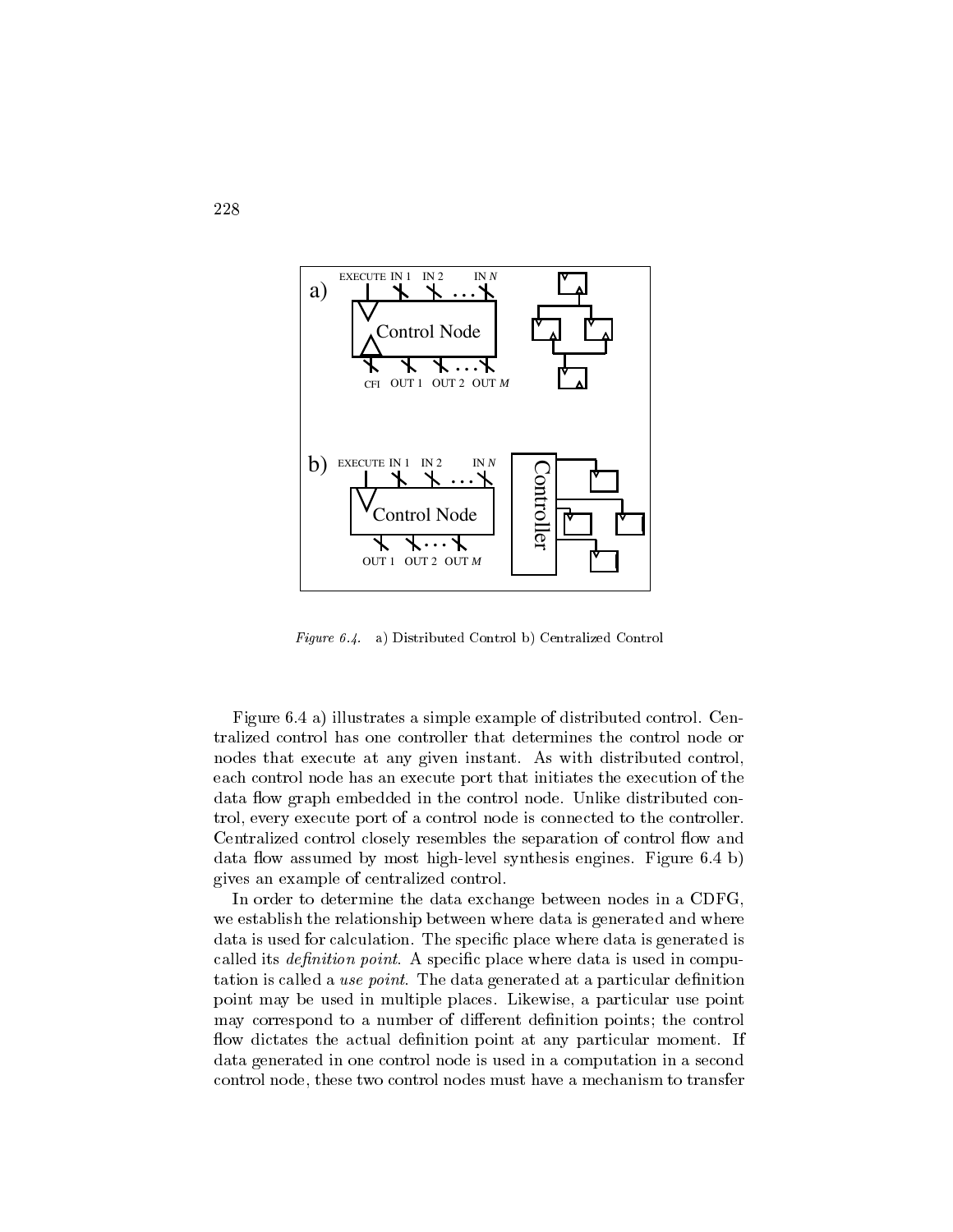*Figure 6.4.* a) Distributed Control b) Centralized Control

Figure 6.4 a) illustrates a simple example of distributed control. Centralized control has one controller that determines the control node or nodes that execute at any given instant. As with distributed control, each control node has an execute port that initiates the execution of the data flow graph embedded in the control node. Unlike distributed control, every execute port of a control node is connected to the controller. Centralized control closely resembles the separation of control flow and data flow assumed by most high-level synthesis engines. Figure 6.4 b) gives an example of centralized control.

In order to determine the data exchange between nodes in a CDFG, we establish the relationship between where data is generated and where data is used for calculation. The specific place where data is generated is called its *definition point*. A specific place where data is used in computation is called a *use point*. The data generated at a particular definition point may be used in multiple places. Likewise, a particular use point may correspond to a number of different definition points; the control flow dictates the actual definition point at any particular moment. If data generated in one control node is used in a computation in a second control node, these two control nodes must have a mechanism to transfer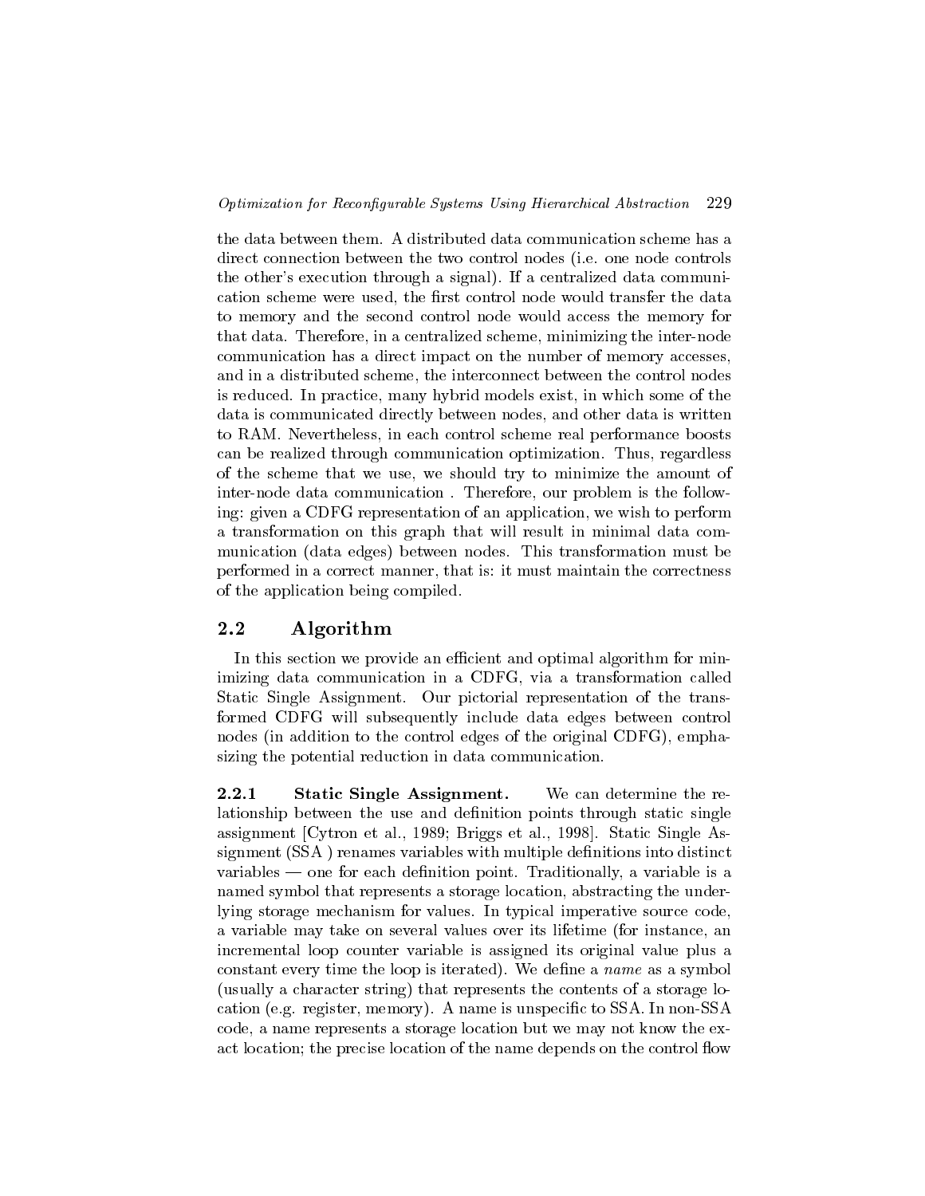the data between them. A distributed data communication scheme has a direct connection between the two control nodes (i.e. one node controls the other's execution through a signal). If a centralized data communication scheme were used, the first control node would transfer the data to memory and the second control node would access the memory for that data. Therefore, in a centralized scheme, minimizing the inter-node communication has a direct impact on the number of memory accesses, and in a distributed scheme, the interconnect between the control nodes is reduced. In practice, many hybrid models exist, in which some of the data is communicated directly between nodes, and other data is written to RAM. Nevertheless, in each control scheme real performance boosts can be realized through communication optimization. Thus, regardless of the scheme that we use, we should try to minimize the amount of inter-node data communication . Therefore, our problem is the following: given a CDFG representation of an application, we wish to perform a transformation on this graph that will result in minimal data communication (data edges) between nodes. This transformation must be performed in a correct manner, that is: it must maintain the correctness of the application being compiled.

## 2.2 Algorithm

In this section we provide an efficient and optimal algorithm for minimizing data communication in a CDFG, via a transformation called Static Single Assignment. Our pictorial representation of the transformed CDFG will subsequently include data edges between control nodes (in addition to the control edges of the original CDFG), emphasizing the potential reduction in data communication.

**2.2.1 Static Single Assignment.** We can determine the relationship between the use and definition points through static single assignment [Cytron et al., 1989; Briggs et al., 1998]. Static Single Assignment (SSA ) renames variables with multiple definitions into distinct variables — one for each definition point. Traditionally, a variable is a named symbol that represents a storage location, abstracting the underlying storage mechanism for values. In typical imperative source code, a variable may take on several values over its lifetime (for instance, an incremental loop counter variable is assigned its original value plus a constant every time the loop is iterated). We define a *name* as a symbol (usually a character string) that represents the contents of a storage location (e.g. register, memory). A name is unspecific to SSA. In non-SSA code, a name represents a storage location but we may not know the exact location; the precise location of the name depends on the control flow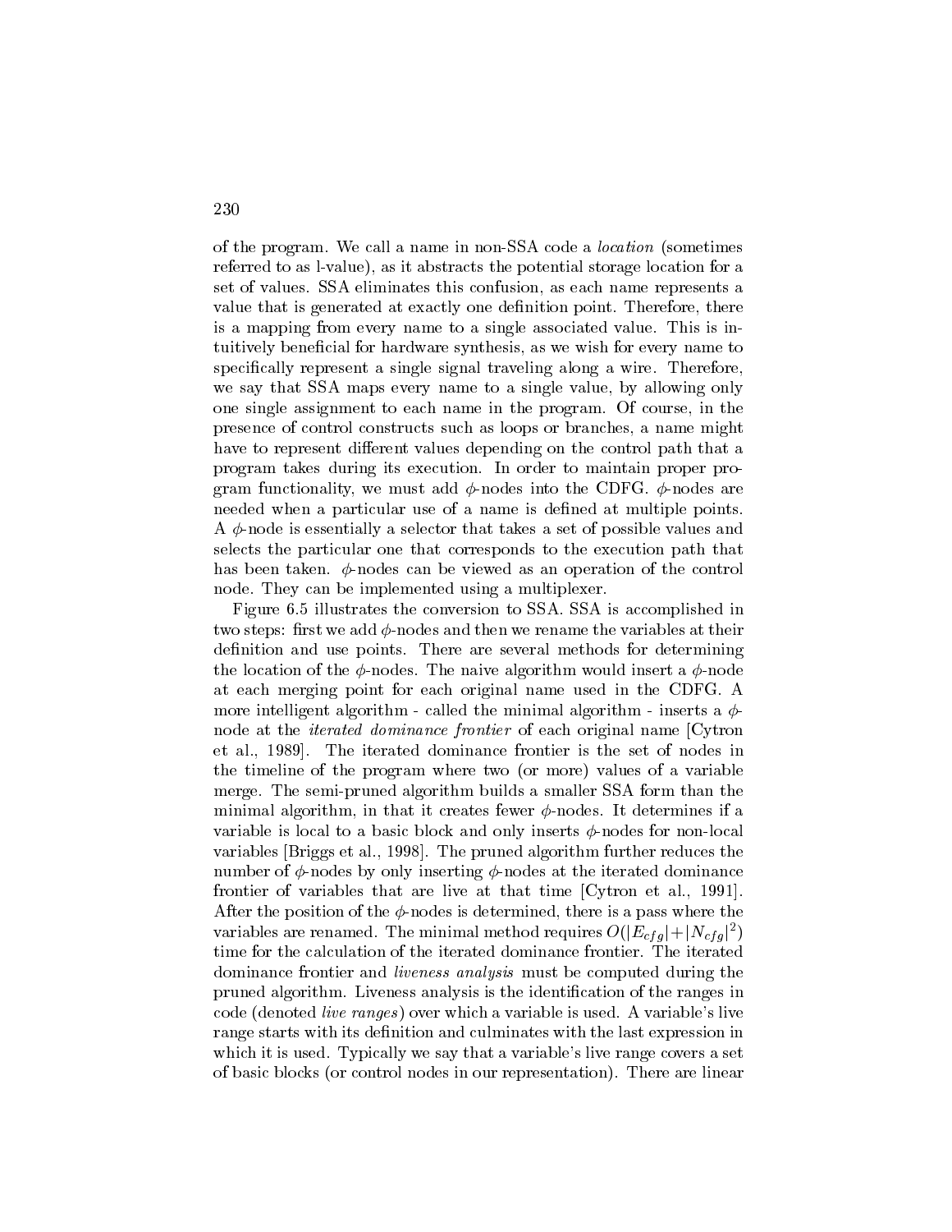of the program. We call a name in non-SSA code a *location* (sometimes referred to as l-value), as it abstracts the potential storage location for a set of values. SSA eliminates this confusion, as each name represents a value that is generated at exactly one definition point. Therefore, there is a mapping from every name to a single associated value. This is intuitively beneficial for hardware synthesis, as we wish for every name to specifically represent a single signal traveling along a wire. Therefore, we say that SSA maps every name to a single value, by allowing only one single assignment to each name in the program. Of course, in the presence of control constructs such as loops or branches, a name might have to represent different values depending on the control path that a program takes during its execution. In order to maintain proper program functionality, we must add $\phi$-nodes into the CDFG. $\phi$-nodes are needed when a particular use of a name is defined at multiple points. A $\phi$-node is essentially a selector that takes a set of possible values and selects the particular one that corresponds to the execution path that has been taken. $\phi$-nodes can be viewed as an operation of the control node. They can be implemented using a multiplexer.

Figure 6.5 illustrates the conversion to SSA. SSA is accomplished in two steps: first we add $\phi$-nodes and then we rename the variables at their definition and use points. There are several methods for determining the location of the $\phi$-nodes. The naive algorithm would insert a $\phi$-node at each merging point for each original name used in the CDFG. A more intelligent algorithm - called the minimal algorithm - inserts a $\phi$-node at the *iterated dominance frontier* of each original name [Cytron et al., 1989]. The iterated dominance frontier is the set of nodes in the timeline of the program where two (or more) values of a variable merge. The semi-pruned algorithm builds a smaller SSA form than the minimal algorithm, in that it creates fewer $\phi$-nodes. It determines if a variable is local to a basic block and only inserts $\phi$-nodes for non-local variables [Briggs et al., 1998]. The pruned algorithm further reduces the number of $\phi$-nodes by only inserting $\phi$-nodes at the iterated dominance frontier of variables that are live at that time [Cytron et al., 1991]. After the position of the $\phi$-nodes is determined, there is a pass where the variables are renamed. The minimal method requires $O(|E_{cfg}|+|N_{cfg}|^2)$ time for the calculation of the iterated dominance frontier. The iterated dominance frontier and *liveness analysis* must be computed during the pruned algorithm. Liveness analysis is the identification of the ranges in code (denoted *live ranges*) over which a variable is used. A variable's live range starts with its definition and culminates with the last expression in which it is used. Typically we say that a variable's live range covers a set of basic blocks (or control nodes in our representation). There are linear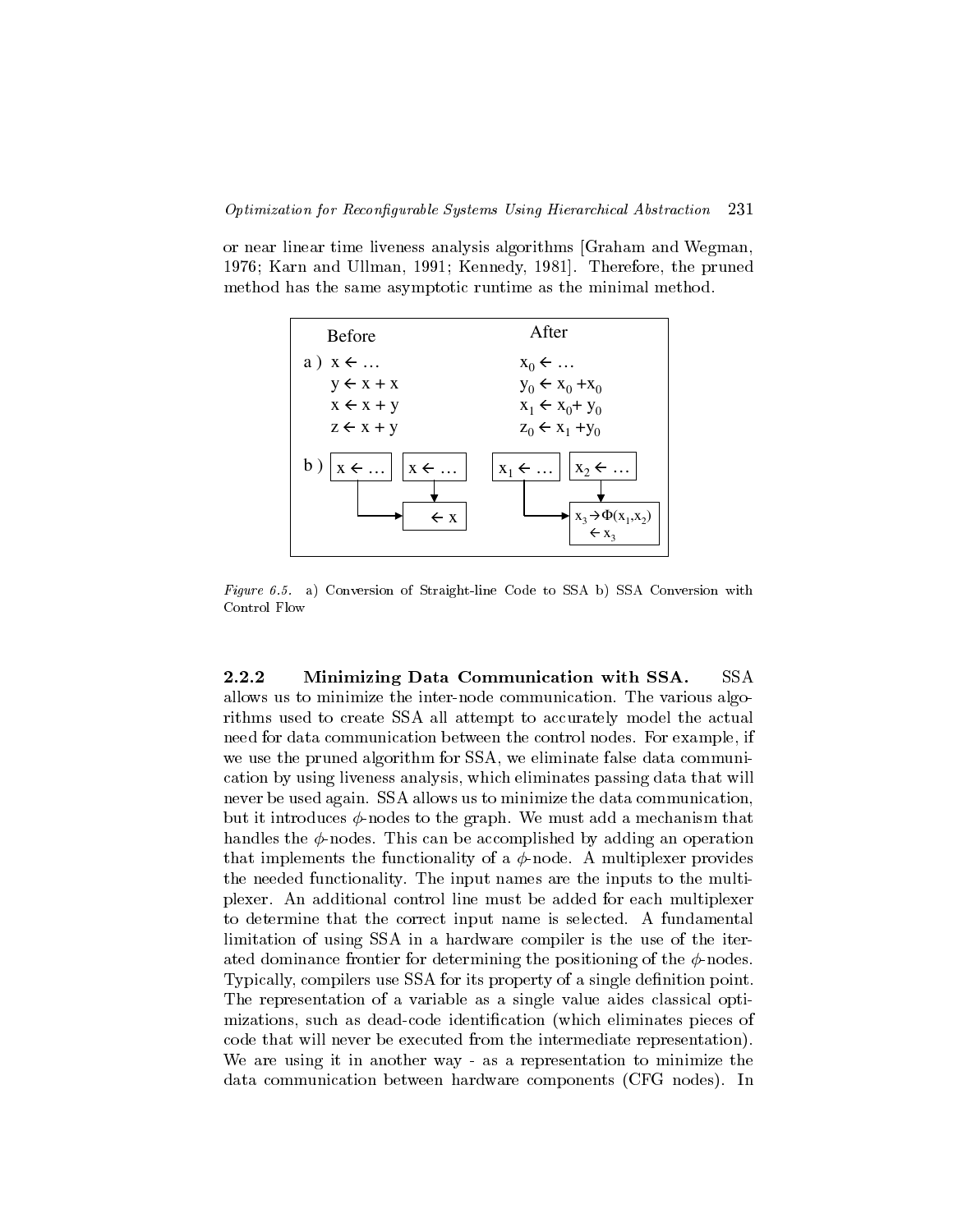or near linear time liveness analysis algorithms [Graham and Wegman, 1976; Karn and Ullman, 1991; Kennedy, 1981]. Therefore, the pruned method has the same asymptotic runtime as the minimal method.

| | Before | After |
|---|---|---|
| a ) | $x \leftarrow \ldots$ | $x_0 \leftarrow \ldots$ |
| | $y \leftarrow x + x$ | $y_0 \leftarrow x_0 + x_0$ |
| | $x \leftarrow x + y$ | $x_1 \leftarrow x_0 + y_0$ |
| | $z \leftarrow x + y$ | $z_0 \leftarrow x_1 + y_0$ |
| b ) | $x \leftarrow \ldots$ ; $x \leftarrow \ldots$ ; $\leftarrow x$ | $x_1 \leftarrow \ldots$ ; $x_2 \leftarrow \ldots$ ; $x_3 \rightarrow \Phi(x_1, x_2)$, $\leftarrow x_3$ |

*Figure 6.5.* a) Conversion of Straight-line Code to SSA b) SSA Conversion with Control Flow

#### 2.2.2 Minimizing Data Communication with SSA.

SSA allows us to minimize the inter-node communication. The various algorithms used to create SSA all attempt to accurately model the actual need for data communication between the control nodes. For example, if we use the pruned algorithm for SSA, we eliminate false data communication by using liveness analysis, which eliminates passing data that will never be used again. SSA allows us to minimize the data communication, but it introduces $\phi$-nodes to the graph. We must add a mechanism that handles the $\phi$-nodes. This can be accomplished by adding an operation that implements the functionality of a $\phi$-node. A multiplexer provides the needed functionality. The input names are the inputs to the multiplexer. An additional control line must be added for each multiplexer to determine that the correct input name is selected. A fundamental limitation of using SSA in a hardware compiler is the use of the iterated dominance frontier for determining the positioning of the $\phi$-nodes. Typically, compilers use SSA for its property of a single definition point. The representation of a variable as a single value aides classical optimizations, such as dead-code identification (which eliminates pieces of code that will never be executed from the intermediate representation). We are using it in another way - as a representation to minimize the data communication between hardware components (CFG nodes). In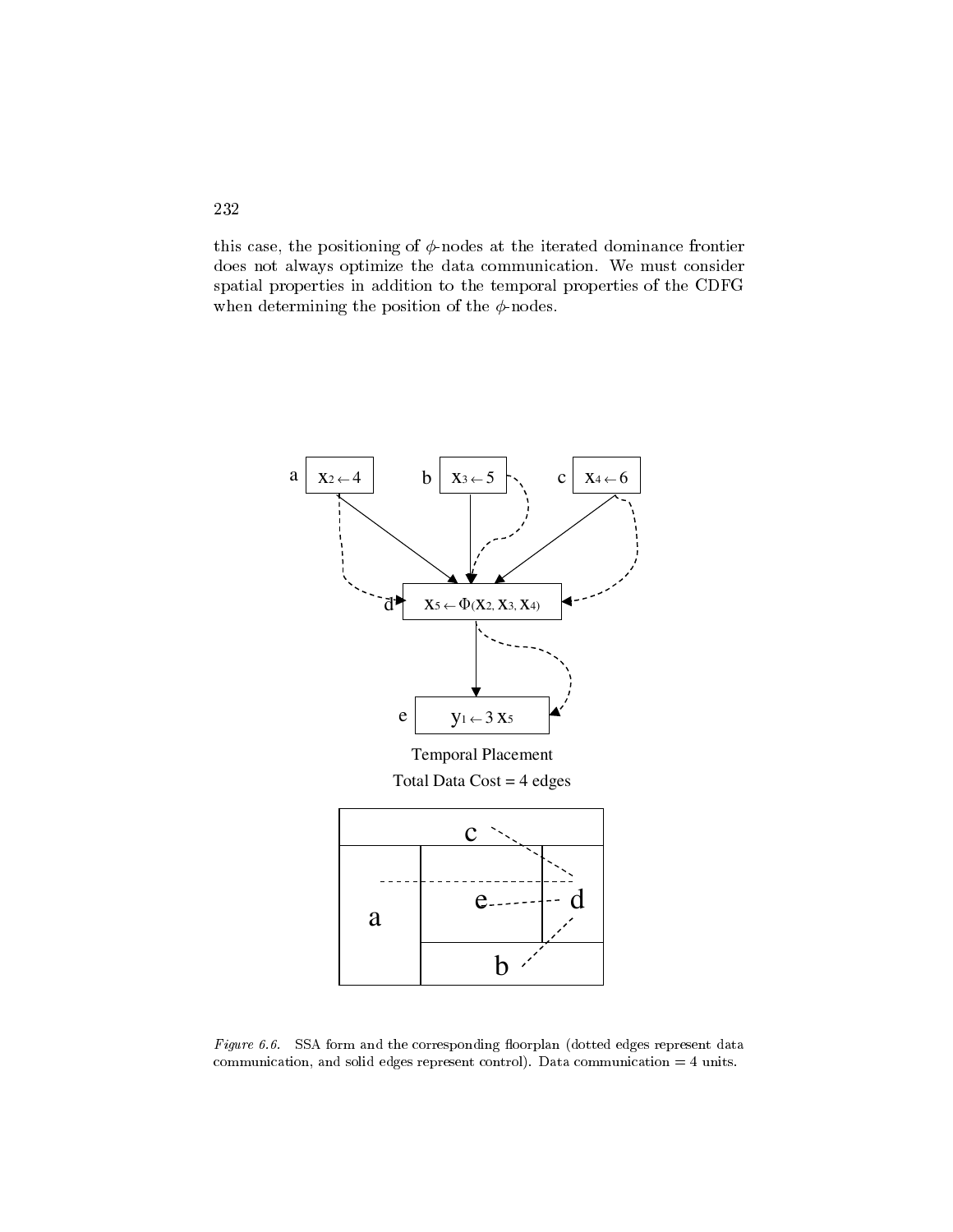this case, the positioning of $\phi$-nodes at the iterated dominance frontier does not always optimize the data communication. We must consider spatial properties in addition to the temporal properties of the CDFG when determining the position of the $\phi$-nodes.

*Figure 6.6.* SSA form and the corresponding floorplan (dotted edges represent data communication, and solid edges represent control). Data communication = 4 units.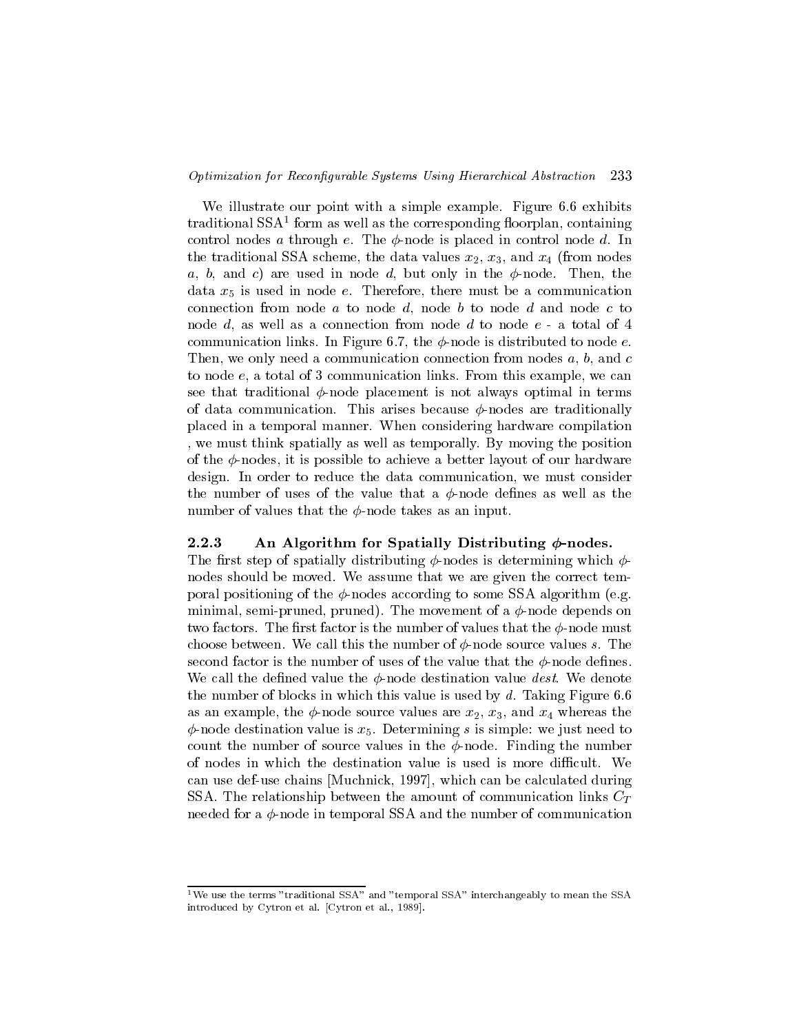We illustrate our point with a simple example. Figure 6.6 exhibits traditional SSA[1] form as well as the corresponding floorplan, containing control nodes $a$ through $e$. The $\phi$-node is placed in control node $d$. In the traditional SSA scheme, the data values $x_2$, $x_3$, and $x_4$ (from nodes $a$, $b$, and $c$) are used in node $d$, but only in the $\phi$-node. Then, the data $x_5$ is used in node $e$. Therefore, there must be a communication connection from node $a$ to node $d$, node $b$ to node $d$ and node $c$ to node $d$, as well as a connection from node $d$ to node $e$ - a total of 4 communication links. In Figure 6.7, the $\phi$-node is distributed to node $e$. Then, we only need a communication connection from nodes $a$, $b$, and $c$ to node $e$, a total of 3 communication links. From this example, we can see that traditional $\phi$-node placement is not always optimal in terms of data communication. This arises because $\phi$-nodes are traditionally placed in a temporal manner. When considering hardware compilation , we must think spatially as well as temporally. By moving the position of the $\phi$-nodes, it is possible to achieve a better layout of our hardware design. In order to reduce the data communication, we must consider the number of uses of the value that a $\phi$-node defines as well as the number of values that the $\phi$-node takes as an input.

### 2.2.3 An Algorithm for Spatially Distributing $\phi$-nodes.

The first step of spatially distributing $\phi$-nodes is determining which $\phi$-nodes should be moved. We assume that we are given the correct temporal positioning of the $\phi$-nodes according to some SSA algorithm (e.g. minimal, semi-pruned, pruned). The movement of a $\phi$-node depends on two factors. The first factor is the number of values that the $\phi$-node must choose between. We call this the number of $\phi$-node source values $s$. The second factor is the number of uses of the value that the $\phi$-node defines. We call the defined value the $\phi$-node destination value *dest*. We denote the number of blocks in which this value is used by $d$. Taking Figure 6.6 as an example, the $\phi$-node source values are $x_2$, $x_3$, and $x_4$ whereas the $\phi$-node destination value is $x_5$. Determining $s$ is simple: we just need to count the number of source values in the $\phi$-node. Finding the number of nodes in which the destination value is used is more difficult. We can use def-use chains [Muchnick, 1997], which can be calculated during SSA. The relationship between the amount of communication links $C_T$ needed for a $\phi$-node in temporal SSA and the number of communication

---

[1] We use the terms "traditional SSA" and "temporal SSA" interchangeably to mean the SSA introduced by Cytron et al. [Cytron et al., 1989].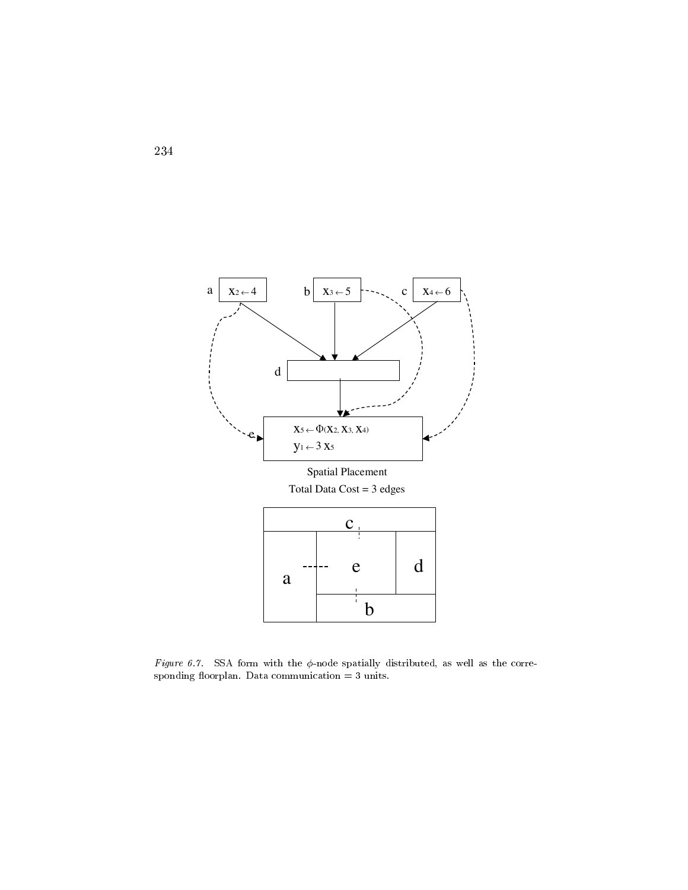a $x_2 \leftarrow 4$

b $x_3 \leftarrow 5$

c $x_4 \leftarrow 6$

d

e $x_5 \leftarrow \Phi(x_2, x_3, x_4)$

$y_1 \leftarrow 3\, x_5$

Spatial Placement

Total Data Cost = 3 edges

c

a e d

b

*Figure 6.7.* SSA form with the $\phi$-node spatially distributed, as well as the corresponding floorplan. Data communication = 3 units.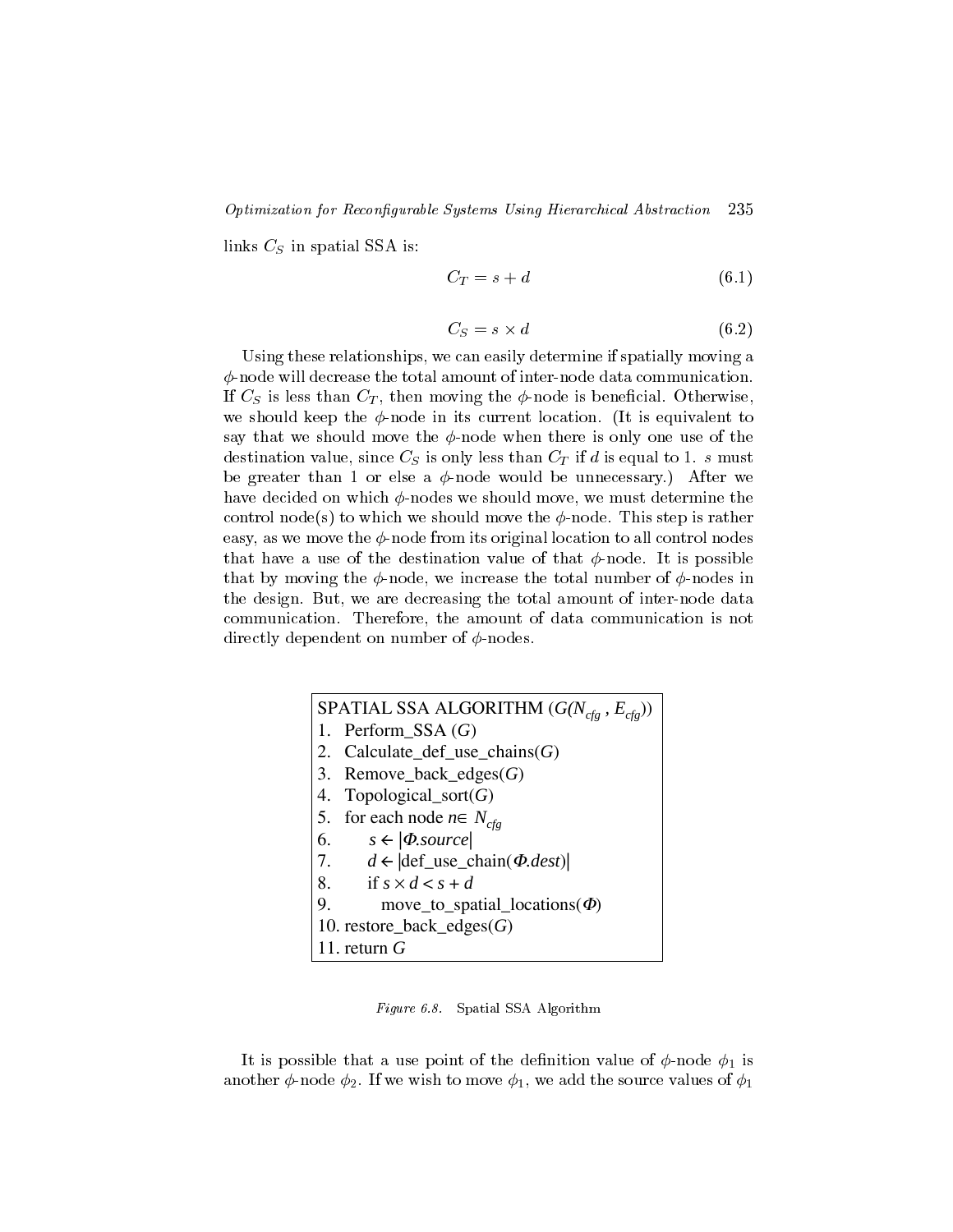links $C_S$ in spatial SSA is:

$$C_T = s + d \tag{6.1}$$

$$C_S = s \times d \tag{6.2}$$

Using these relationships, we can easily determine if spatially moving a $\phi$-node will decrease the total amount of inter-node data communication. If $C_S$ is less than $C_T$, then moving the $\phi$-node is beneficial. Otherwise, we should keep the $\phi$-node in its current location. (It is equivalent to say that we should move the $\phi$-node when there is only one use of the destination value, since $C_S$ is only less than $C_T$ if $d$ is equal to 1. $s$ must be greater than 1 or else a $\phi$-node would be unnecessary.) After we have decided on which $\phi$-nodes we should move, we must determine the control node(s) to which we should move the $\phi$-node. This step is rather easy, as we move the $\phi$-node from its original location to all control nodes that have a use of the destination value of that $\phi$-node. It is possible that by moving the $\phi$-node, we increase the total number of $\phi$-nodes in the design. But, we are decreasing the total amount of inter-node data communication. Therefore, the amount of data communication is not directly dependent on number of $\phi$-nodes.

```
SPATIAL SSA ALGORITHM (G(N_cfg , E_cfg))
1.  Perform_SSA (G)
2.  Calculate_def_use_chains(G)
3.  Remove_back_edges(G)
4.  Topological_sort(G)
5.  for each node n∈ N_cfg
6.      s ← |Φ.source|
7.      d ← |def_use_chain(Φ.dest)|
8.      if s × d < s + d
9.          move_to_spatial_locations(Φ)
10. restore_back_edges(G)
11. return G
```

*Figure 6.8.* Spatial SSA Algorithm

It is possible that a use point of the definition value of $\phi$-node $\phi_1$ is another $\phi$-node $\phi_2$. If we wish to move $\phi_1$, we add the source values of $\phi_1$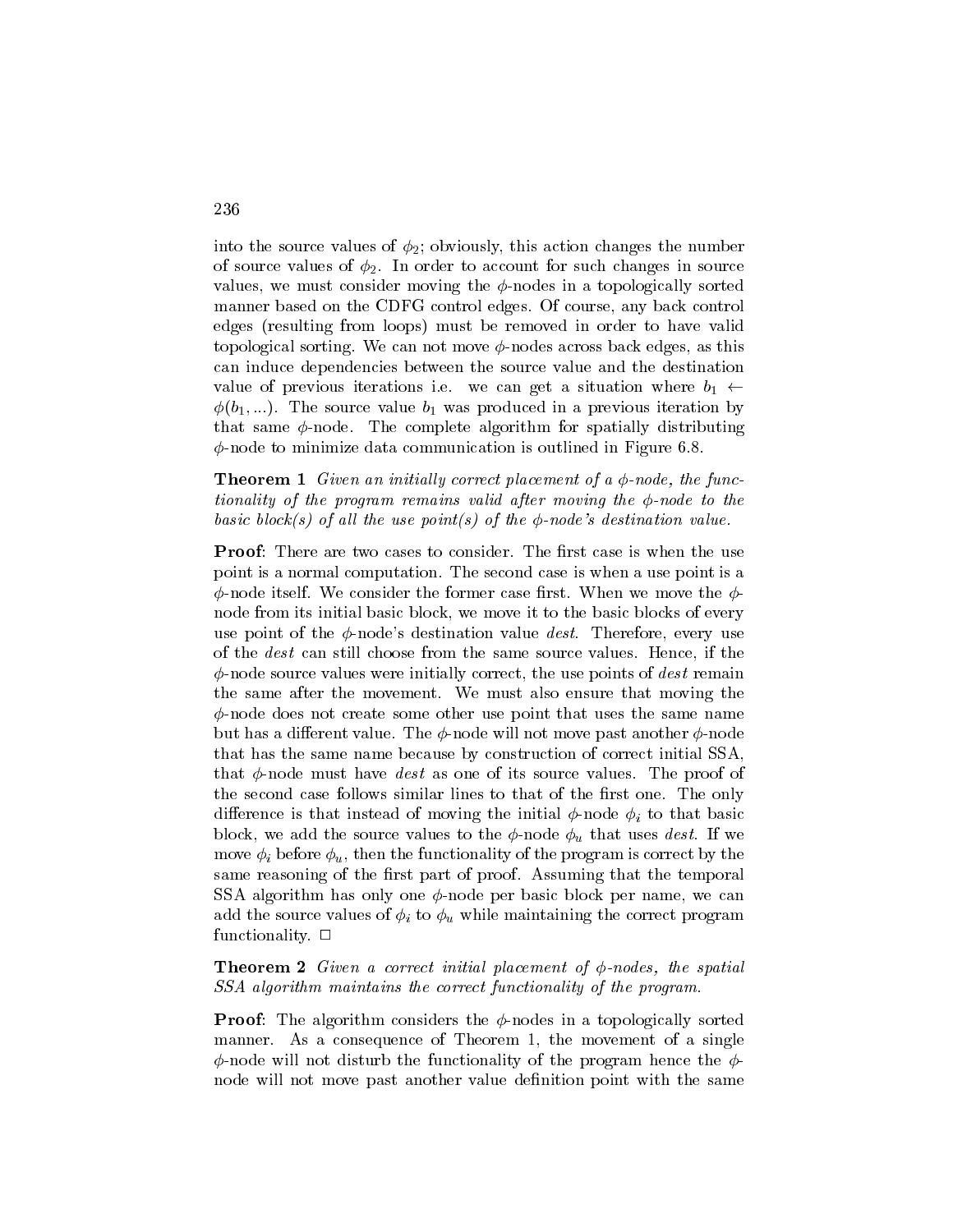into the source values of $\phi_2$; obviously, this action changes the number of source values of $\phi_2$. In order to account for such changes in source values, we must consider moving the $\phi$-nodes in a topologically sorted manner based on the CDFG control edges. Of course, any back control edges (resulting from loops) must be removed in order to have valid topological sorting. We can not move $\phi$-nodes across back edges, as this can induce dependencies between the source value and the destination value of previous iterations i.e. we can get a situation where $b_1 \leftarrow \phi(b_1, ...)$. The source value $b_1$ was produced in a previous iteration by that same $\phi$-node. The complete algorithm for spatially distributing $\phi$-node to minimize data communication is outlined in Figure 6.8.

**Theorem 1** *Given an initially correct placement of a $\phi$-node, the functionality of the program remains valid after moving the $\phi$-node to the basic block(s) of all the use point(s) of the $\phi$-node's destination value.*

**Proof**: There are two cases to consider. The first case is when the use point is a normal computation. The second case is when a use point is a $\phi$-node itself. We consider the former case first. When we move the $\phi$-node from its initial basic block, we move it to the basic blocks of every use point of the $\phi$-node's destination value *dest*. Therefore, every use of the *dest* can still choose from the same source values. Hence, if the $\phi$-node source values were initially correct, the use points of *dest* remain the same after the movement. We must also ensure that moving the $\phi$-node does not create some other use point that uses the same name but has a different value. The $\phi$-node will not move past another $\phi$-node that has the same name because by construction of correct initial SSA, that $\phi$-node must have *dest* as one of its source values. The proof of the second case follows similar lines to that of the first one. The only difference is that instead of moving the initial $\phi$-node $\phi_i$ to that basic block, we add the source values to the $\phi$-node $\phi_u$ that uses *dest*. If we move $\phi_i$ before $\phi_u$, then the functionality of the program is correct by the same reasoning of the first part of proof. Assuming that the temporal SSA algorithm has only one $\phi$-node per basic block per name, we can add the source values of $\phi_i$ to $\phi_u$ while maintaining the correct program functionality. □

**Theorem 2** *Given a correct initial placement of $\phi$-nodes, the spatial SSA algorithm maintains the correct functionality of the program.*

**Proof**: The algorithm considers the $\phi$-nodes in a topologically sorted manner. As a consequence of Theorem 1, the movement of a single $\phi$-node will not disturb the functionality of the program hence the $\phi$-node will not move past another value definition point with the same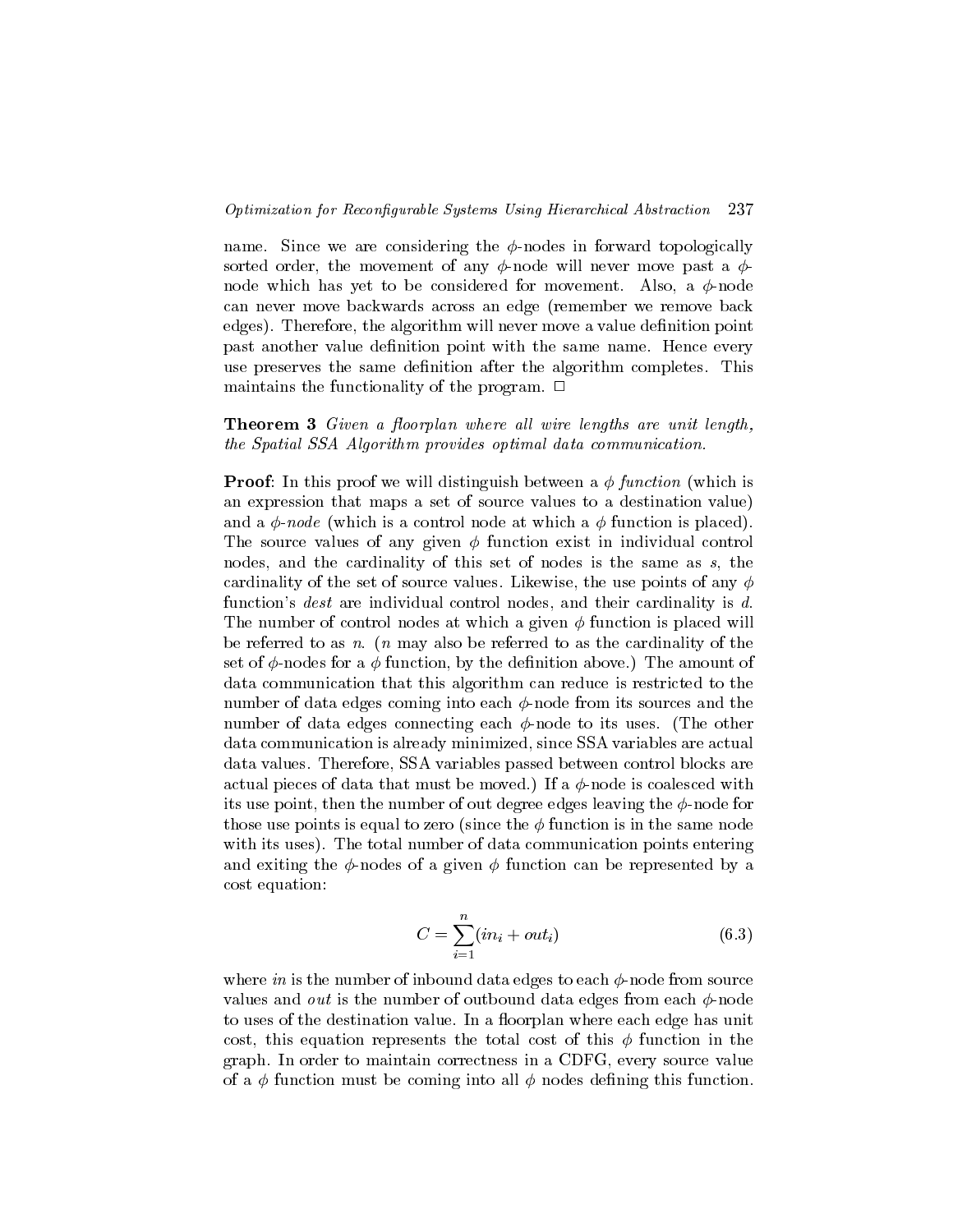name. Since we are considering the $\phi$-nodes in forward topologically sorted order, the movement of any $\phi$-node will never move past a $\phi$-node which has yet to be considered for movement. Also, a $\phi$-node can never move backwards across an edge (remember we remove back edges). Therefore, the algorithm will never move a value definition point past another value definition point with the same name. Hence every use preserves the same definition after the algorithm completes. This maintains the functionality of the program. □

**Theorem 3** *Given a floorplan where all wire lengths are unit length, the Spatial SSA Algorithm provides optimal data communication.*

**Proof**: In this proof we will distinguish between a $\phi$ *function* (which is an expression that maps a set of source values to a destination value) and a $\phi$-*node* (which is a control node at which a $\phi$ function is placed). The source values of any given $\phi$ function exist in individual control nodes, and the cardinality of this set of nodes is the same as $s$, the cardinality of the set of source values. Likewise, the use points of any $\phi$ function's *dest* are individual control nodes, and their cardinality is $d$. The number of control nodes at which a given $\phi$ function is placed will be referred to as $n$. ($n$ may also be referred to as the cardinality of the set of $\phi$-nodes for a $\phi$ function, by the definition above.) The amount of data communication that this algorithm can reduce is restricted to the number of data edges coming into each $\phi$-node from its sources and the number of data edges connecting each $\phi$-node to its uses. (The other data communication is already minimized, since SSA variables are actual data values. Therefore, SSA variables passed between control blocks are actual pieces of data that must be moved.) If a $\phi$-node is coalesced with its use point, then the number of out degree edges leaving the $\phi$-node for those use points is equal to zero (since the $\phi$ function is in the same node with its uses). The total number of data communication points entering and exiting the $\phi$-nodes of a given $\phi$ function can be represented by a cost equation:

$$C = \sum_{i=1}^{n}(in_i + out_i) \tag{6.3}$$

where $in$ is the number of inbound data edges to each $\phi$-node from source values and $out$ is the number of outbound data edges from each $\phi$-node to uses of the destination value. In a floorplan where each edge has unit cost, this equation represents the total cost of this $\phi$ function in the graph. In order to maintain correctness in a CDFG, every source value of a $\phi$ function must be coming into all $\phi$ nodes defining this function.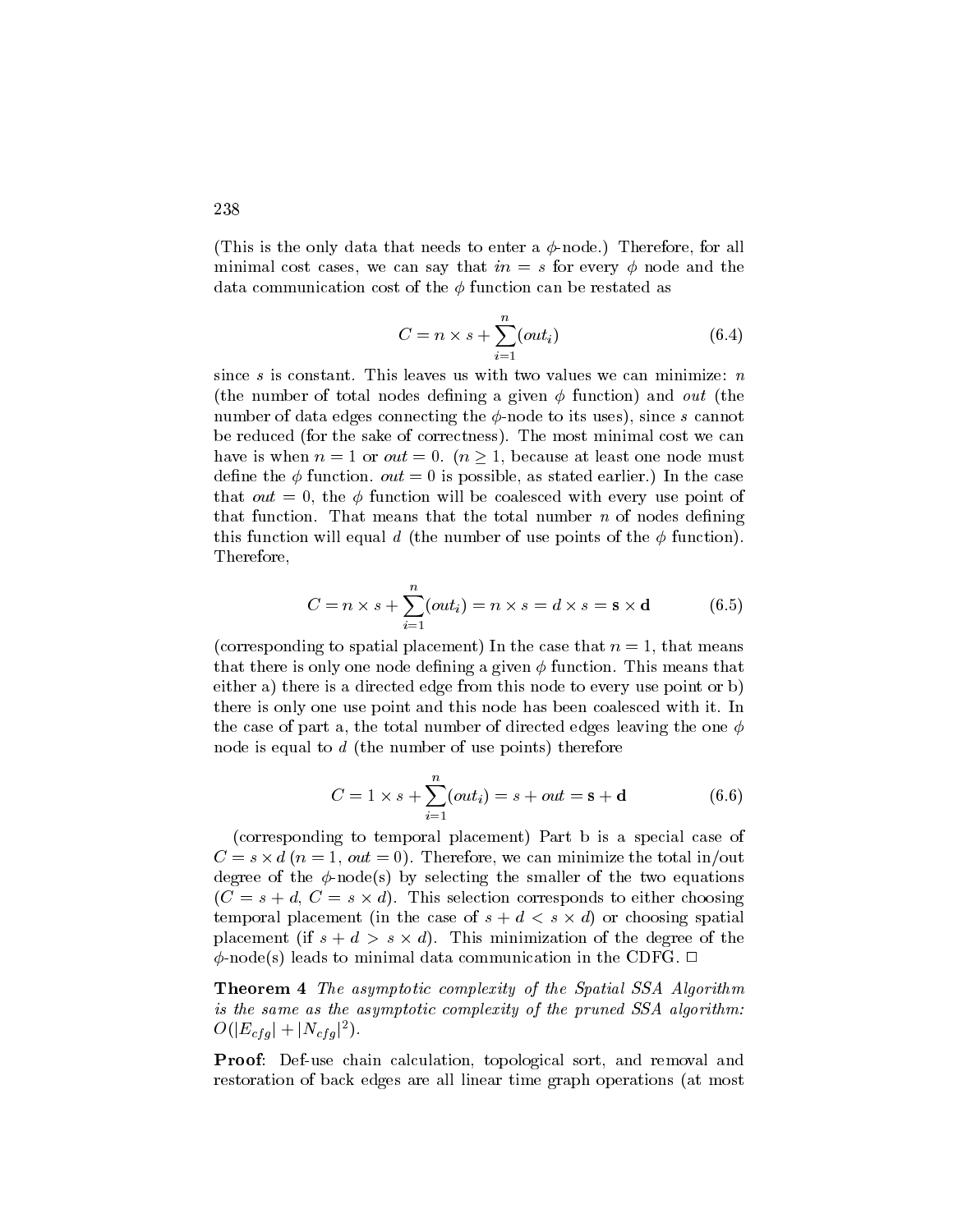(This is the only data that needs to enter a $\phi$-node.) Therefore, for all minimal cost cases, we can say that $in = s$ for every $\phi$ node and the data communication cost of the $\phi$ function can be restated as

$$C = n \times s + \sum_{i=1}^{n}(out_i) \tag{6.4}$$

since $s$ is constant. This leaves us with two values we can minimize: $n$ (the number of total nodes defining a given $\phi$ function) and $out$ (the number of data edges connecting the $\phi$-node to its uses), since $s$ cannot be reduced (for the sake of correctness). The most minimal cost we can have is when $n = 1$ or $out = 0$. ($n \geq 1$, because at least one node must define the $\phi$ function. $out = 0$ is possible, as stated earlier.) In the case that $out = 0$, the $\phi$ function will be coalesced with every use point of that function. That means that the total number $n$ of nodes defining this function will equal $d$ (the number of use points of the $\phi$ function). Therefore,

$$C = n \times s + \sum_{i=1}^{n}(out_i) = n \times s = d \times s = \mathbf{s} \times \mathbf{d} \tag{6.5}$$

(corresponding to spatial placement) In the case that $n = 1$, that means that there is only one node defining a given $\phi$ function. This means that either a) there is a directed edge from this node to every use point or b) there is only one use point and this node has been coalesced with it. In the case of part a, the total number of directed edges leaving the one $\phi$ node is equal to $d$ (the number of use points) therefore

$$C = 1 \times s + \sum_{i=1}^{n}(out_i) = s + out = \mathbf{s} + \mathbf{d} \tag{6.6}$$

(corresponding to temporal placement) Part b is a special case of $C = s \times d$ ($n = 1$, $out = 0$). Therefore, we can minimize the total in/out degree of the $\phi$-node(s) by selecting the smaller of the two equations ($C = s + d$, $C = s \times d$). This selection corresponds to either choosing temporal placement (in the case of $s + d < s \times d$) or choosing spatial placement (if $s + d > s \times d$). This minimization of the degree of the $\phi$-node(s) leads to minimal data communication in the CDFG. □

**Theorem 4** *The asymptotic complexity of the Spatial SSA Algorithm is the same as the asymptotic complexity of the pruned SSA algorithm: $O(|E_{cfg}| + |N_{cfg}|^2)$.*

**Proof**: Def-use chain calculation, topological sort, and removal and restoration of back edges are all linear time graph operations (at most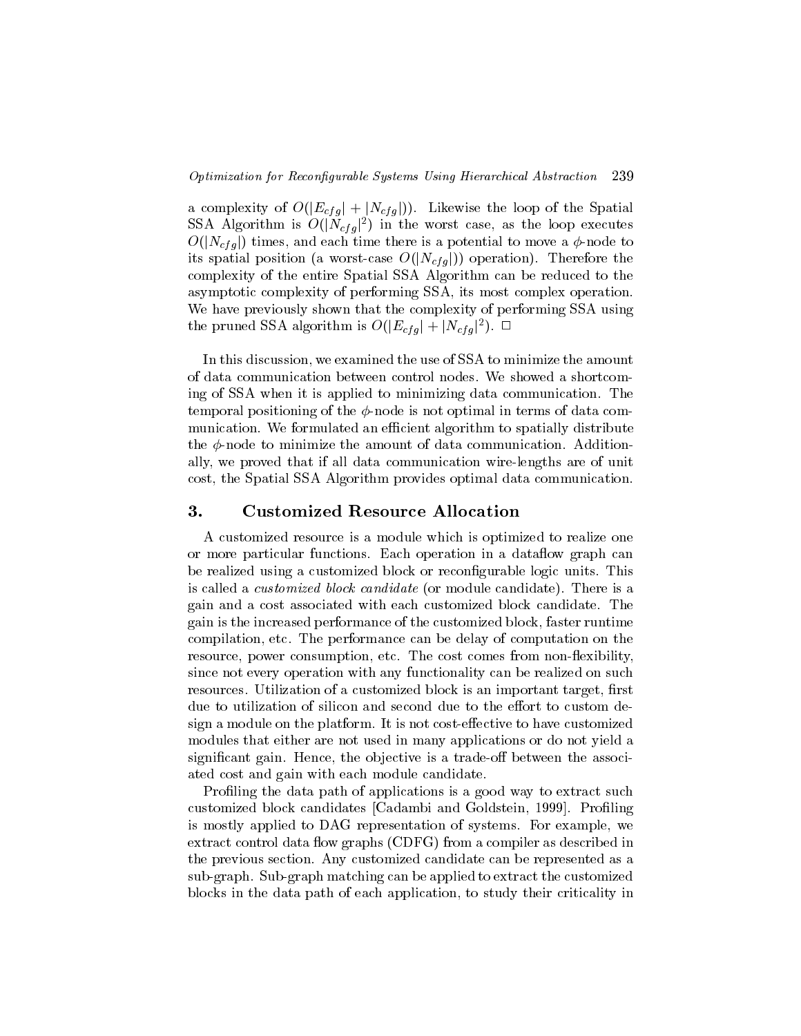a complexity of $O(|E_{cfg}| + |N_{cfg}|))$. Likewise the loop of the Spatial SSA Algorithm is $O(|N_{cfg}|^2)$ in the worst case, as the loop executes $O(|N_{cfg}|)$ times, and each time there is a potential to move a $\phi$-node to its spatial position (a worst-case $O(|N_{cfg}|))$ operation). Therefore the complexity of the entire Spatial SSA Algorithm can be reduced to the asymptotic complexity of performing SSA, its most complex operation. We have previously shown that the complexity of performing SSA using the pruned SSA algorithm is $O(|E_{cfg}| + |N_{cfg}|^2)$. □

In this discussion, we examined the use of SSA to minimize the amount of data communication between control nodes. We showed a shortcoming of SSA when it is applied to minimizing data communication. The temporal positioning of the $\phi$-node is not optimal in terms of data communication. We formulated an efficient algorithm to spatially distribute the $\phi$-node to minimize the amount of data communication. Additionally, we proved that if all data communication wire-lengths are of unit cost, the Spatial SSA Algorithm provides optimal data communication.

## 3. Customized Resource Allocation

A customized resource is a module which is optimized to realize one or more particular functions. Each operation in a dataflow graph can be realized using a customized block or reconfigurable logic units. This is called a *customized block candidate* (or module candidate). There is a gain and a cost associated with each customized block candidate. The gain is the increased performance of the customized block, faster runtime compilation, etc. The performance can be delay of computation on the resource, power consumption, etc. The cost comes from non-flexibility, since not every operation with any functionality can be realized on such resources. Utilization of a customized block is an important target, first due to utilization of silicon and second due to the effort to custom design a module on the platform. It is not cost-effective to have customized modules that either are not used in many applications or do not yield a significant gain. Hence, the objective is a trade-off between the associated cost and gain with each module candidate.

Profiling the data path of applications is a good way to extract such customized block candidates [Cadambi and Goldstein, 1999]. Profiling is mostly applied to DAG representation of systems. For example, we extract control data flow graphs (CDFG) from a compiler as described in the previous section. Any customized candidate can be represented as a sub-graph. Sub-graph matching can be applied to extract the customized blocks in the data path of each application, to study their criticality in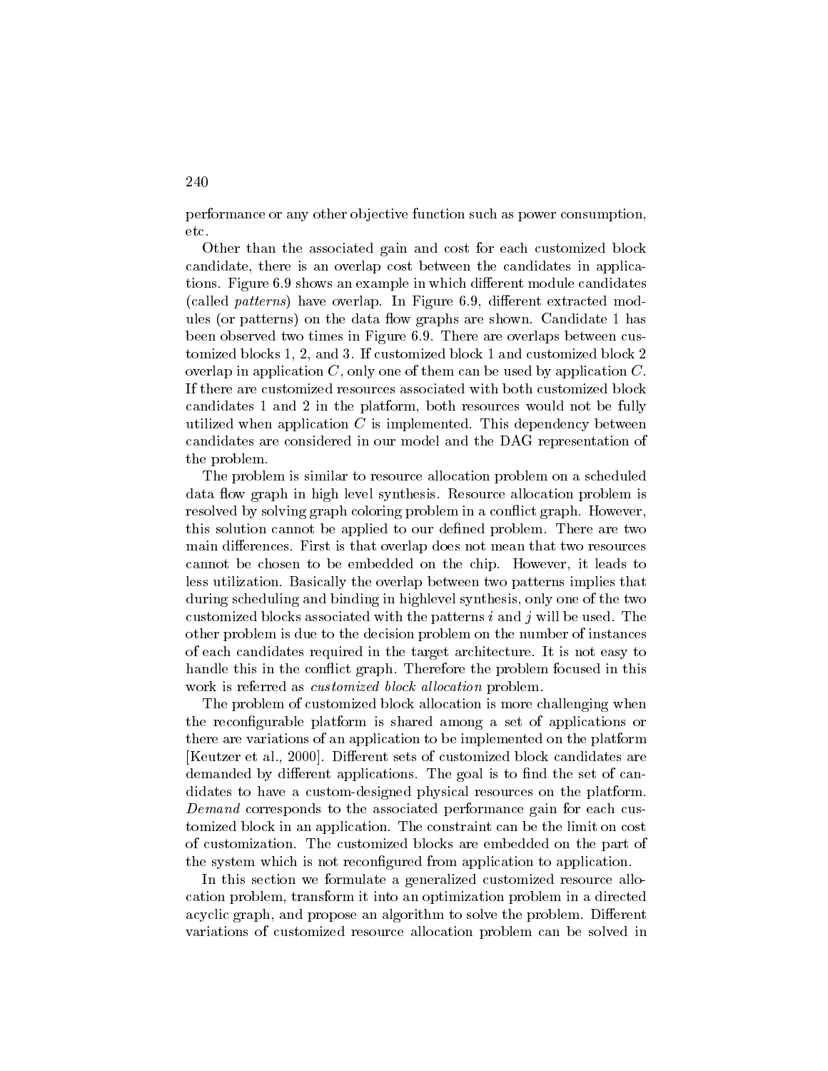performance or any other objective function such as power consumption, etc.

Other than the associated gain and cost for each customized block candidate, there is an overlap cost between the candidates in applications. Figure 6.9 shows an example in which different module candidates (called *patterns*) have overlap. In Figure 6.9, different extracted modules (or patterns) on the data flow graphs are shown. Candidate 1 has been observed two times in Figure 6.9. There are overlaps between customized blocks 1, 2, and 3. If customized block 1 and customized block 2 overlap in application $C$, only one of them can be used by application $C$. If there are customized resources associated with both customized block candidates 1 and 2 in the platform, both resources would not be fully utilized when application $C$ is implemented. This dependency between candidates are considered in our model and the DAG representation of the problem.

The problem is similar to resource allocation problem on a scheduled data flow graph in high level synthesis. Resource allocation problem is resolved by solving graph coloring problem in a conflict graph. However, this solution cannot be applied to our defined problem. There are two main differences. First is that overlap does not mean that two resources cannot be chosen to be embedded on the chip. However, it leads to less utilization. Basically the overlap between two patterns implies that during scheduling and binding in highlevel synthesis, only one of the two customized blocks associated with the patterns $i$ and $j$ will be used. The other problem is due to the decision problem on the number of instances of each candidates required in the target architecture. It is not easy to handle this in the conflict graph. Therefore the problem focused in this work is referred as *customized block allocation* problem.

The problem of customized block allocation is more challenging when the reconfigurable platform is shared among a set of applications or there are variations of an application to be implemented on the platform [Keutzer et al., 2000]. Different sets of customized block candidates are demanded by different applications. The goal is to find the set of candidates to have a custom-designed physical resources on the platform. *Demand* corresponds to the associated performance gain for each customized block in an application. The constraint can be the limit on cost of customization. The customized blocks are embedded on the part of the system which is not reconfigured from application to application.

In this section we formulate a generalized customized resource allocation problem, transform it into an optimization problem in a directed acyclic graph, and propose an algorithm to solve the problem. Different variations of customized resource allocation problem can be solved in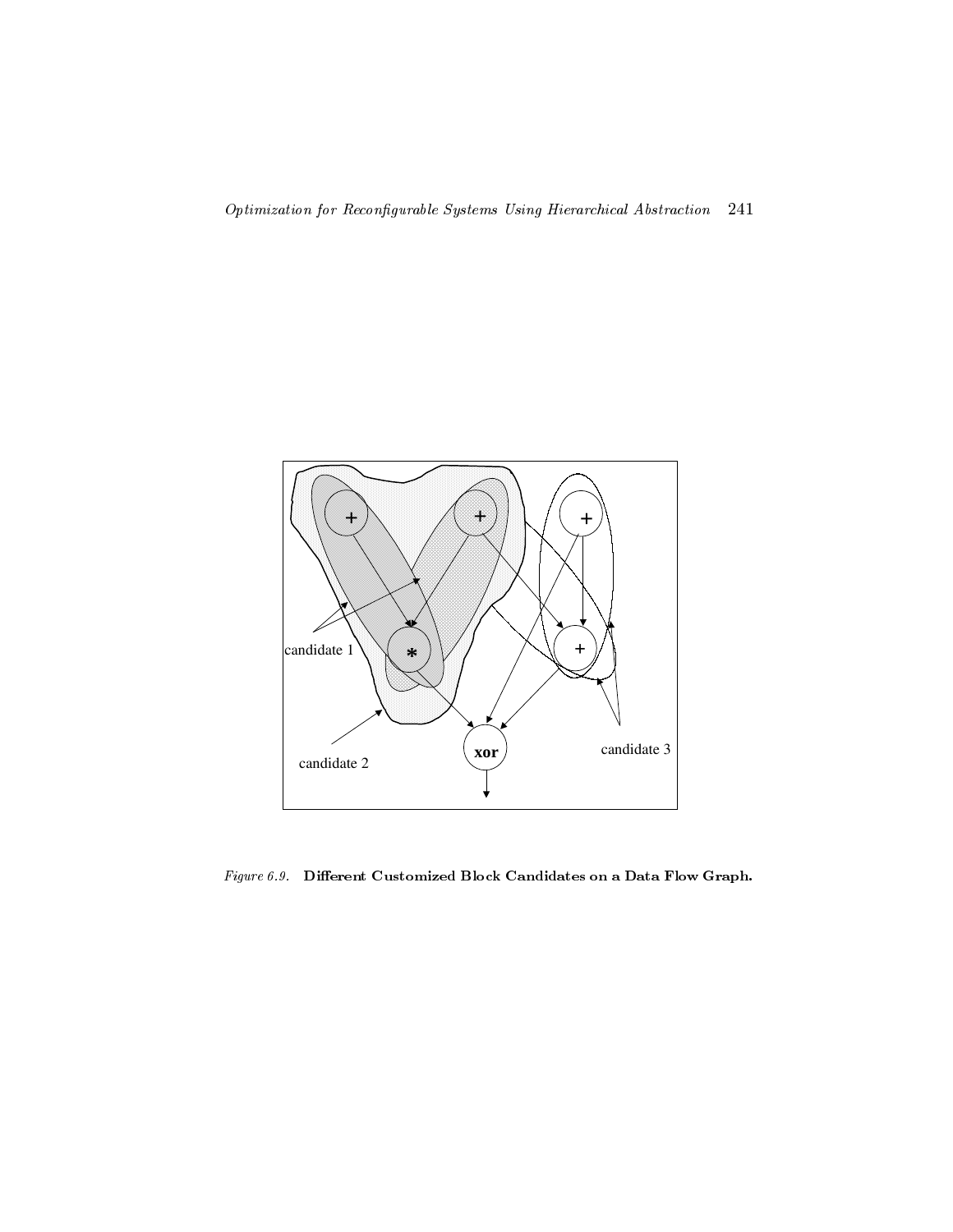*Figure 6.9.* **Different Customized Block Candidates on a Data Flow Graph.**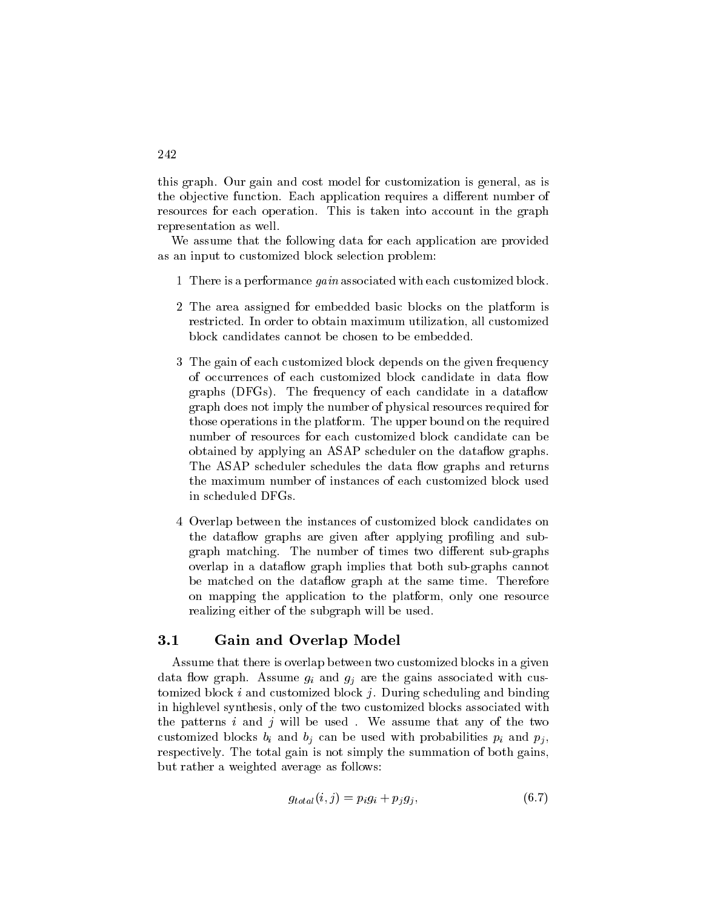this graph. Our gain and cost model for customization is general, as is the objective function. Each application requires a different number of resources for each operation. This is taken into account in the graph representation as well.

We assume that the following data for each application are provided as an input to customized block selection problem:

1 There is a performance *gain* associated with each customized block.

2 The area assigned for embedded basic blocks on the platform is restricted. In order to obtain maximum utilization, all customized block candidates cannot be chosen to be embedded.

3 The gain of each customized block depends on the given frequency of occurrences of each customized block candidate in data flow graphs (DFGs). The frequency of each candidate in a dataflow graph does not imply the number of physical resources required for those operations in the platform. The upper bound on the required number of resources for each customized block candidate can be obtained by applying an ASAP scheduler on the dataflow graphs. The ASAP scheduler schedules the data flow graphs and returns the maximum number of instances of each customized block used in scheduled DFGs.

4 Overlap between the instances of customized block candidates on the dataflow graphs are given after applying profiling and sub-graph matching. The number of times two different sub-graphs overlap in a dataflow graph implies that both sub-graphs cannot be matched on the dataflow graph at the same time. Therefore on mapping the application to the platform, only one resource realizing either of the subgraph will be used.

## 3.1 Gain and Overlap Model

Assume that there is overlap between two customized blocks in a given data flow graph. Assume $g_i$ and $g_j$ are the gains associated with customized block $i$ and customized block $j$. During scheduling and binding in highlevel synthesis, only of the two customized blocks associated with the patterns $i$ and $j$ will be used . We assume that any of the two customized blocks $b_i$ and $b_j$ can be used with probabilities $p_i$ and $p_j$, respectively. The total gain is not simply the summation of both gains, but rather a weighted average as follows:

$$g_{total}(i, j) = p_i g_i + p_j g_j, \tag{6.7}$$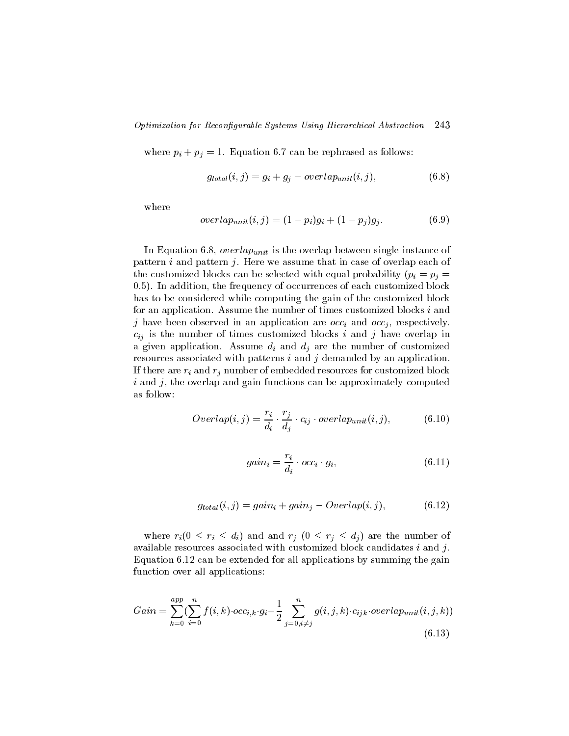where $p_i + p_j = 1$. Equation 6.7 can be rephrased as follows:

$$g_{total}(i,j) = g_i + g_j - overlap_{unit}(i,j), \tag{6.8}$$

where

$$overlap_{unit}(i,j) = (1-p_i)g_i + (1-p_j)g_j. \tag{6.9}$$

In Equation 6.8, $overlap_{unit}$ is the overlap between single instance of pattern $i$ and pattern $j$. Here we assume that in case of overlap each of the customized blocks can be selected with equal probability ($p_i = p_j = 0.5$). In addition, the frequency of occurrences of each customized block has to be considered while computing the gain of the customized block for an application. Assume the number of times customized blocks $i$ and $j$ have been observed in an application are $occ_i$ and $occ_j$, respectively. $c_{ij}$ is the number of times customized blocks $i$ and $j$ have overlap in a given application. Assume $d_i$ and $d_j$ are the number of customized resources associated with patterns $i$ and $j$ demanded by an application. If there are $r_i$ and $r_j$ number of embedded resources for customized block $i$ and $j$, the overlap and gain functions can be approximately computed as follow:

$$Overlap(i,j) = \frac{r_i}{d_i} \cdot \frac{r_j}{d_j} \cdot c_{ij} \cdot overlap_{unit}(i,j), \tag{6.10}$$

$$gain_i = \frac{r_i}{d_i} \cdot occ_i \cdot g_i, \tag{6.11}$$

$$g_{total}(i,j) = gain_i + gain_j - Overlap(i,j), \tag{6.12}$$

where $r_i (0 \leq r_i \leq d_i)$ and and $r_j$ $(0 \leq r_j \leq d_j)$ are the number of available resources associated with customized block candidates $i$ and $j$. Equation 6.12 can be extended for all applications by summing the gain function over all applications:

$$Gain = \sum_{k=0}^{app} \Big( \sum_{i=0}^{n} f(i,k) \cdot occ_{i,k} \cdot g_i - \frac{1}{2} \sum_{j=0, i \neq j}^{n} g(i,j,k) \cdot c_{ijk} \cdot overlap_{unit}(i,j,k) \Big) \tag{6.13}$$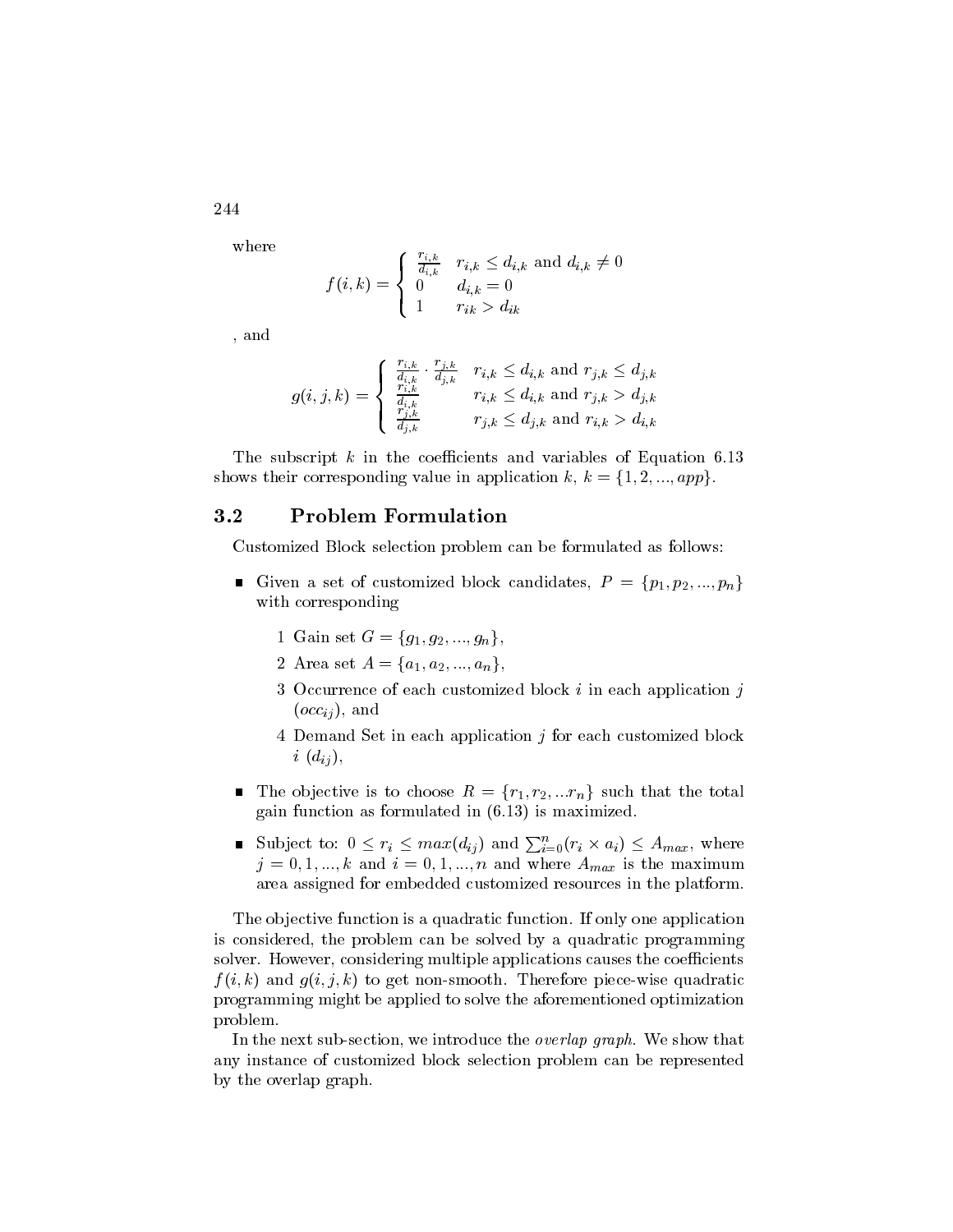where

$$f(i,k) = \begin{cases} \frac{r_{i,k}}{d_{i,k}} & r_{i,k} \leq d_{i,k} \text{ and } d_{i,k} \neq 0 \\ 0 & d_{i,k} = 0 \\ 1 & r_{ik} > d_{ik} \end{cases}$$

, and

$$g(i,j,k) = \begin{cases} \frac{r_{i,k}}{d_{i,k}} \cdot \frac{r_{j,k}}{d_{j,k}} & r_{i,k} \leq d_{i,k} \text{ and } r_{j,k} \leq d_{j,k} \\ \frac{r_{i,k}}{d_{i,k}} & r_{i,k} \leq d_{i,k} \text{ and } r_{j,k} > d_{j,k} \\ \frac{r_{j,k}}{d_{j,k}} & r_{j,k} \leq d_{j,k} \text{ and } r_{i,k} > d_{i,k} \end{cases}$$

The subscript $k$ in the coefficients and variables of Equation 6.13 shows their corresponding value in application $k$, $k = \{1, 2, ..., app\}$.

## 3.2 Problem Formulation

Customized Block selection problem can be formulated as follows:

- Given a set of customized block candidates, $P = \{p_1, p_2, ..., p_n\}$ with corresponding
  1. Gain set $G = \{g_1, g_2, ..., g_n\}$,
  2. Area set $A = \{a_1, a_2, ..., a_n\}$,
  3. Occurrence of each customized block $i$ in each application $j$ ($occ_{ij}$), and
  4. Demand Set in each application $j$ for each customized block $i$ ($d_{ij}$),
- The objective is to choose $R = \{r_1, r_2, ...r_n\}$ such that the total gain function as formulated in (6.13) is maximized.
- Subject to: $0 \leq r_i \leq max(d_{ij})$ and $\sum_{i=0}^{n}(r_i \times a_i) \leq A_{max}$, where $j = 0, 1, ..., k$ and $i = 0, 1, ..., n$ and where $A_{max}$ is the maximum area assigned for embedded customized resources in the platform.

The objective function is a quadratic function. If only one application is considered, the problem can be solved by a quadratic programming solver. However, considering multiple applications causes the coefficients $f(i,k)$ and $g(i,j,k)$ to get non-smooth. Therefore piece-wise quadratic programming might be applied to solve the aforementioned optimization problem.

In the next sub-section, we introduce the *overlap graph*. We show that any instance of customized block selection problem can be represented by the overlap graph.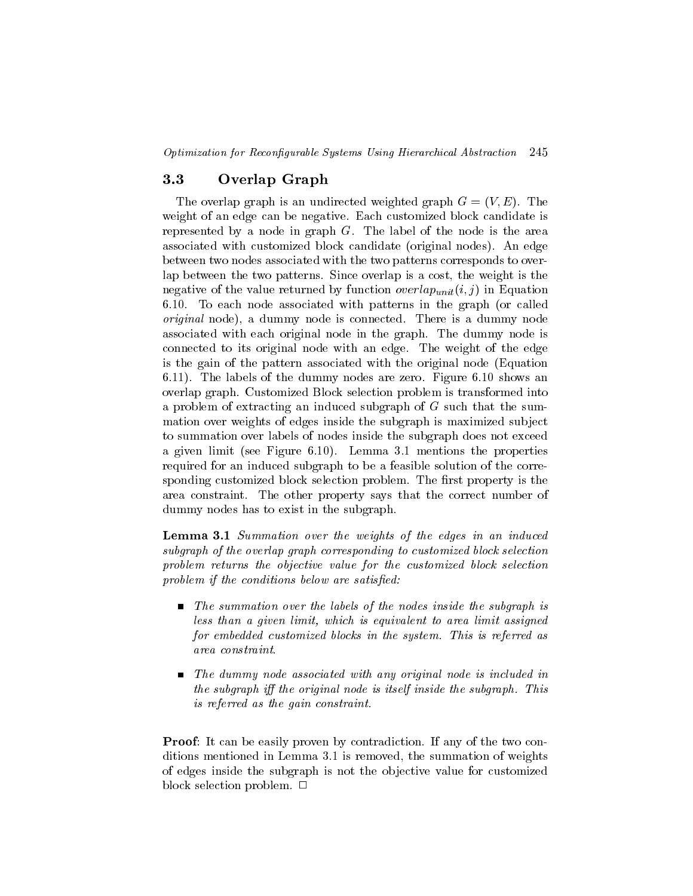## 3.3 Overlap Graph

The overlap graph is an undirected weighted graph $G = (V, E)$. The weight of an edge can be negative. Each customized block candidate is represented by a node in graph $G$. The label of the node is the area associated with customized block candidate (original nodes). An edge between two nodes associated with the two patterns corresponds to overlap between the two patterns. Since overlap is a cost, the weight is the negative of the value returned by function $overlap_{unit}(i, j)$ in Equation 6.10. To each node associated with patterns in the graph (or called *original* node), a dummy node is connected. There is a dummy node associated with each original node in the graph. The dummy node is connected to its original node with an edge. The weight of the edge is the gain of the pattern associated with the original node (Equation 6.11). The labels of the dummy nodes are zero. Figure 6.10 shows an overlap graph. Customized Block selection problem is transformed into a problem of extracting an induced subgraph of $G$ such that the summation over weights of edges inside the subgraph is maximized subject to summation over labels of nodes inside the subgraph does not exceed a given limit (see Figure 6.10). Lemma 3.1 mentions the properties required for an induced subgraph to be a feasible solution of the corresponding customized block selection problem. The first property is the area constraint. The other property says that the correct number of dummy nodes has to exist in the subgraph.

**Lemma 3.1** *Summation over the weights of the edges in an induced subgraph of the overlap graph corresponding to customized block selection problem returns the objective value for the customized block selection problem if the conditions below are satisfied:*

- *The summation over the labels of the nodes inside the subgraph is less than a given limit, which is equivalent to area limit assigned for embedded customized blocks in the system. This is referred as area constraint.*
- *The dummy node associated with any original node is included in the subgraph iff the original node is itself inside the subgraph. This is referred as the gain constraint.*

**Proof**: It can be easily proven by contradiction. If any of the two conditions mentioned in Lemma 3.1 is removed, the summation of weights of edges inside the subgraph is not the objective value for customized block selection problem. □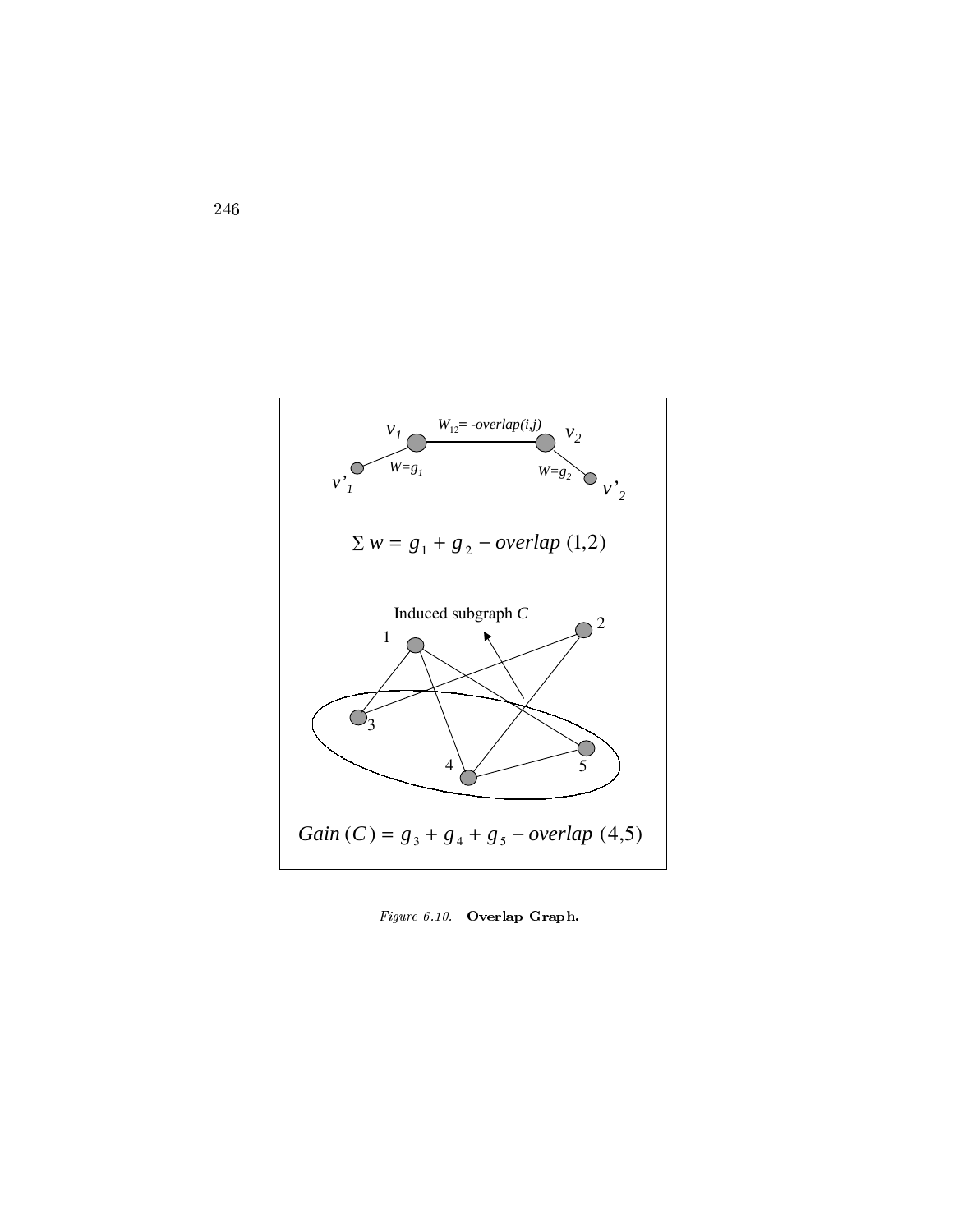$$\Sigma w = g_1 + g_2 - overlap\,(1,2)$$

$$Gain\,(C) = g_3 + g_4 + g_5 - overlap\,(4,5)$$

*Figure 6.10.* **Overlap Graph.**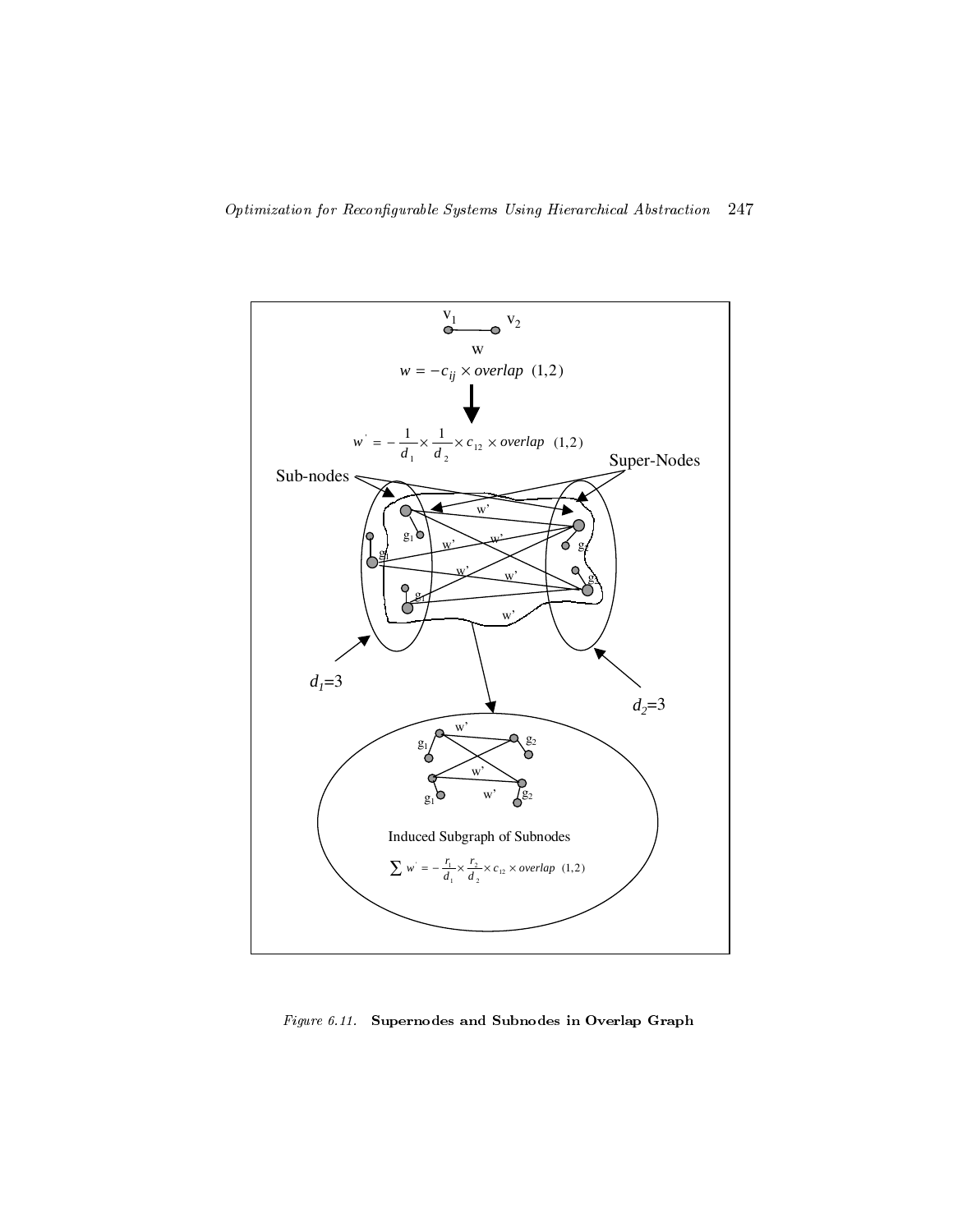$v_1$ $v_2$

w

$$w = -c_{ij} \times overlap\ (1,2)$$

$$w' = -\frac{1}{d_1} \times \frac{1}{d_2} \times c_{12} \times overlap\ (1,2)$$

Sub-nodes

Super-Nodes

$d_1$=3

$d_2$=3

Induced Subgraph of Subnodes

$$\sum w' = -\frac{r_1}{d_1} \times \frac{r_2}{d_2} \times c_{12} \times overlap\ (1,2)$$

*Figure 6.11.* **Supernodes and Subnodes in Overlap Graph**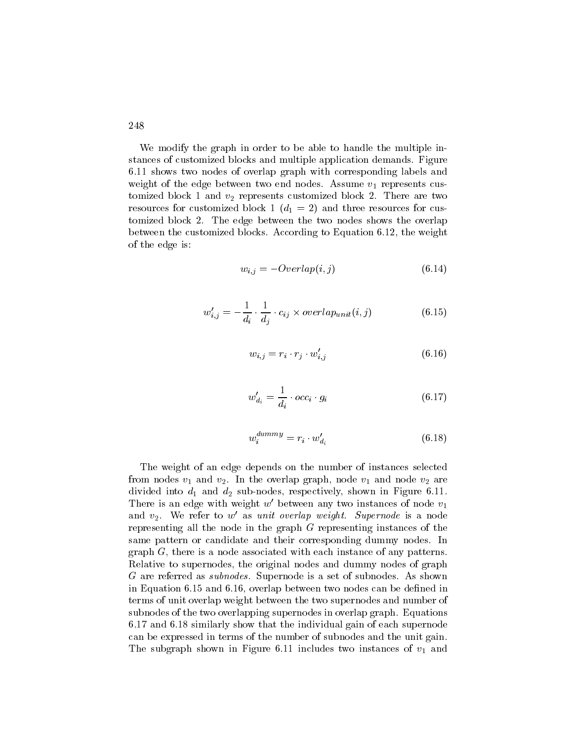We modify the graph in order to be able to handle the multiple instances of customized blocks and multiple application demands. Figure 6.11 shows two nodes of overlap graph with corresponding labels and weight of the edge between two end nodes. Assume $v_1$ represents customized block 1 and $v_2$ represents customized block 2. There are two resources for customized block 1 ($d_1 = 2$) and three resources for customized block 2. The edge between the two nodes shows the overlap between the customized blocks. According to Equation 6.12, the weight of the edge is:

$$w_{i,j} = -Overlap(i,j) \tag{6.14}$$

$$w'_{i,j} = -\frac{1}{d_i} \cdot \frac{1}{d_j} \cdot c_{ij} \times overlap_{unit}(i,j) \tag{6.15}$$

$$w_{i,j} = r_i \cdot r_j \cdot w'_{i,j} \tag{6.16}$$

$$w'_{d_i} = \frac{1}{d_i} \cdot occ_i \cdot g_i \tag{6.17}$$

$$w_i^{dummy} = r_i \cdot w'_{d_i} \tag{6.18}$$

The weight of an edge depends on the number of instances selected from nodes $v_1$ and $v_2$. In the overlap graph, node $v_1$ and node $v_2$ are divided into $d_1$ and $d_2$ sub-nodes, respectively, shown in Figure 6.11. There is an edge with weight $w'$ between any two instances of node $v_1$ and $v_2$. We refer to $w'$ as *unit overlap weight*. *Supernode* is a node representing all the node in the graph $G$ representing instances of the same pattern or candidate and their corresponding dummy nodes. In graph $G$, there is a node associated with each instance of any patterns. Relative to supernodes, the original nodes and dummy nodes of graph $G$ are referred as *subnodes*. Supernode is a set of subnodes. As shown in Equation 6.15 and 6.16, overlap between two nodes can be defined in terms of unit overlap weight between the two supernodes and number of subnodes of the two overlapping supernodes in overlap graph. Equations 6.17 and 6.18 similarly show that the individual gain of each supernode can be expressed in terms of the number of subnodes and the unit gain. The subgraph shown in Figure 6.11 includes two instances of $v_1$ and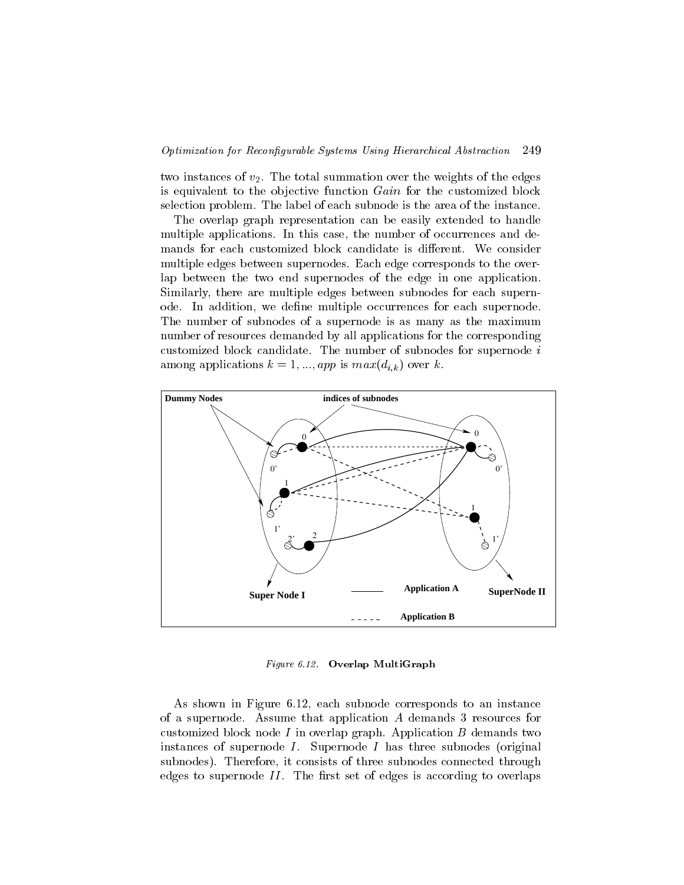two instances of $v_2$. The total summation over the weights of the edges is equivalent to the objective function $Gain$ for the customized block selection problem. The label of each subnode is the area of the instance.

The overlap graph representation can be easily extended to handle multiple applications. In this case, the number of occurrences and demands for each customized block candidate is different. We consider multiple edges between supernodes. Each edge corresponds to the overlap between the two end supernodes of the edge in one application. Similarly, there are multiple edges between subnodes for each supernode. In addition, we define multiple occurrences for each supernode. The number of subnodes of a supernode is as many as the maximum number of resources demanded by all applications for the corresponding customized block candidate. The number of subnodes for supernode $i$ among applications $k = 1, ..., app$ is $max(d_{i,k})$ over $k$.

*Figure 6.12.* **Overlap MultiGraph**

As shown in Figure 6.12, each subnode corresponds to an instance of a supernode. Assume that application $A$ demands 3 resources for customized block node $I$ in overlap graph. Application $B$ demands two instances of supernode $I$. Supernode $I$ has three subnodes (original subnodes). Therefore, it consists of three subnodes connected through edges to supernode $II$. The first set of edges is according to overlaps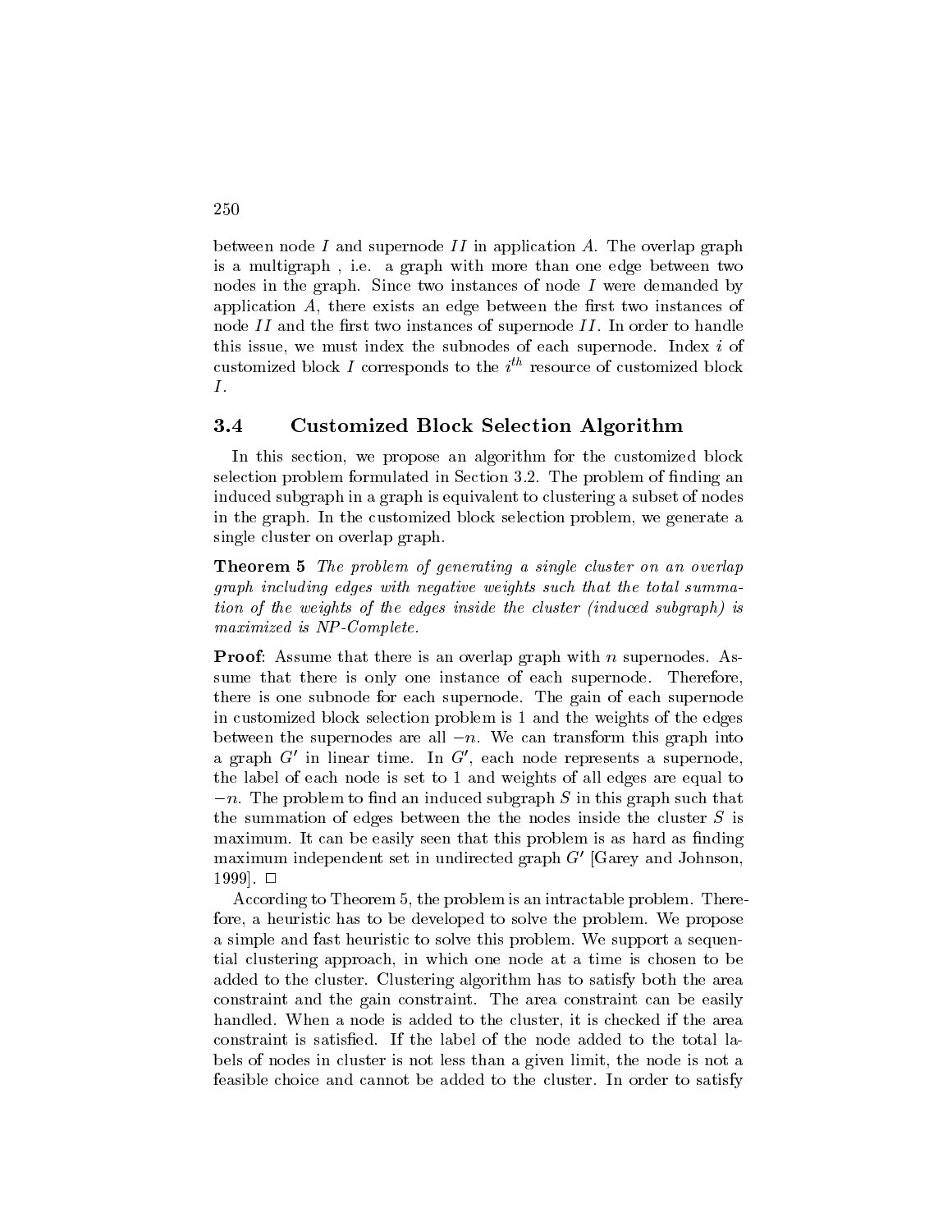between node $I$ and supernode $II$ in application $A$. The overlap graph is a multigraph , i.e. a graph with more than one edge between two nodes in the graph. Since two instances of node $I$ were demanded by application $A$, there exists an edge between the first two instances of node $II$ and the first two instances of supernode $II$. In order to handle this issue, we must index the subnodes of each supernode. Index $i$ of customized block $I$ corresponds to the $i^{th}$ resource of customized block $I$.

### 3.4 Customized Block Selection Algorithm

In this section, we propose an algorithm for the customized block selection problem formulated in Section 3.2. The problem of finding an induced subgraph in a graph is equivalent to clustering a subset of nodes in the graph. In the customized block selection problem, we generate a single cluster on overlap graph.

**Theorem 5** *The problem of generating a single cluster on an overlap graph including edges with negative weights such that the total summation of the weights of the edges inside the cluster (induced subgraph) is maximized is NP-Complete.*

**Proof**: Assume that there is an overlap graph with $n$ supernodes. Assume that there is only one instance of each supernode. Therefore, there is one subnode for each supernode. The gain of each supernode in customized block selection problem is 1 and the weights of the edges between the supernodes are all $-n$. We can transform this graph into a graph $G'$ in linear time. In $G'$, each node represents a supernode, the label of each node is set to 1 and weights of all edges are equal to $-n$. The problem to find an induced subgraph $S$ in this graph such that the summation of edges between the the nodes inside the cluster $S$ is maximum. It can be easily seen that this problem is as hard as finding maximum independent set in undirected graph $G'$ [Garey and Johnson, 1999]. $\square$

According to Theorem 5, the problem is an intractable problem. Therefore, a heuristic has to be developed to solve the problem. We propose a simple and fast heuristic to solve this problem. We support a sequential clustering approach, in which one node at a time is chosen to be added to the cluster. Clustering algorithm has to satisfy both the area constraint and the gain constraint. The area constraint can be easily handled. When a node is added to the cluster, it is checked if the area constraint is satisfied. If the label of the node added to the total labels of nodes in cluster is not less than a given limit, the node is not a feasible choice and cannot be added to the cluster. In order to satisfy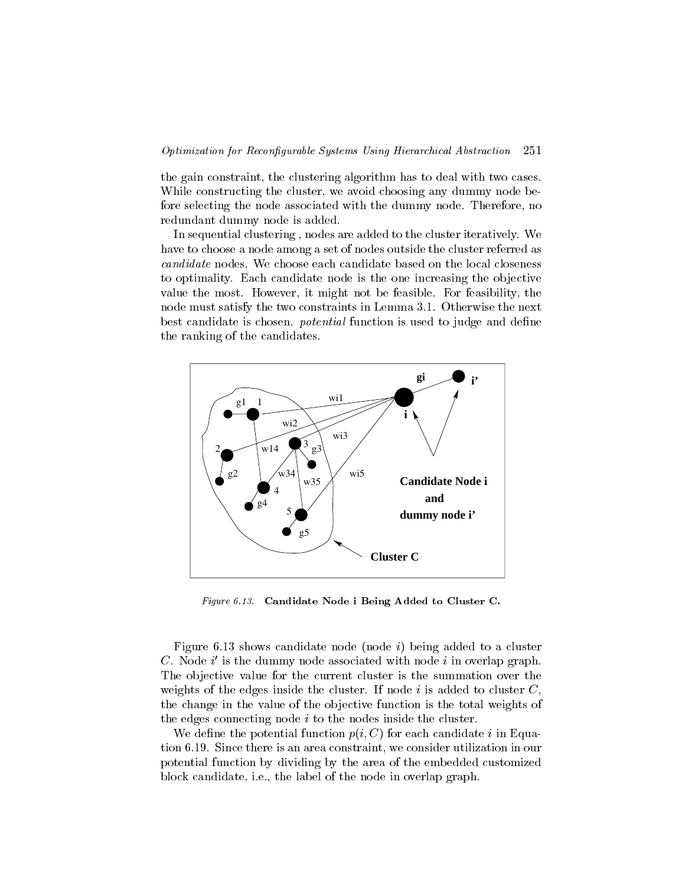the gain constraint, the clustering algorithm has to deal with two cases. While constructing the cluster, we avoid choosing any dummy node before selecting the node associated with the dummy node. Therefore, no redundant dummy node is added.

In sequential clustering , nodes are added to the cluster iteratively. We have to choose a node among a set of nodes outside the cluster referred as *candidate* nodes. We choose each candidate based on the local closeness to optimality. Each candidate node is the one increasing the objective value the most. However, it might not be feasible. For feasibility, the node must satisfy the two constraints in Lemma 3.1. Otherwise the next best candidate is chosen. *potential* function is used to judge and define the ranking of the candidates.

*Figure 6.13.* **Candidate Node i Being Added to Cluster C.**

Figure 6.13 shows candidate node (node $i$) being added to a cluster $C$. Node $i'$ is the dummy node associated with node $i$ in overlap graph. The objective value for the current cluster is the summation over the weights of the edges inside the cluster. If node $i$ is added to cluster $C$, the change in the value of the objective function is the total weights of the edges connecting node $i$ to the nodes inside the cluster.

We define the potential function $p(i, C)$ for each candidate $i$ in Equation 6.19. Since there is an area constraint, we consider utilization in our potential function by dividing by the area of the embedded customized block candidate, i.e., the label of the node in overlap graph.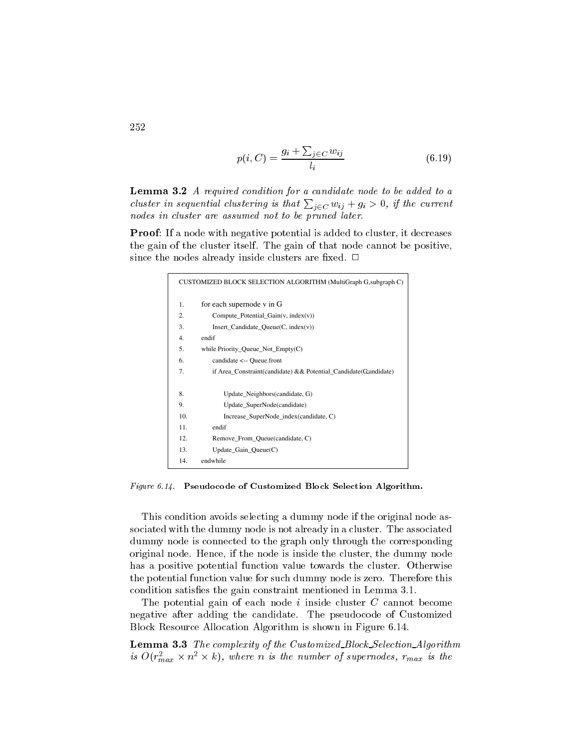$$p(i, C) = \frac{g_i + \sum_{j \in C} w_{ij}}{l_i} \tag{6.19}$$

**Lemma 3.2** *A required condition for a candidate node to be added to a cluster in sequential clustering is that* $\sum_{j \in C} w_{ij} + g_i > 0$*, if the current nodes in cluster are assumed not to be pruned later.*

**Proof**: If a node with negative potential is added to cluster, it decreases the gain of the cluster itself. The gain of that node cannot be positive, since the nodes already inside clusters are fixed. □

```
CUSTOMIZED BLOCK SELECTION ALGORITHM (MultiGraph G,subgraph C)

1.    for each supernode v in G
2.        Compute_Potential_Gain(v, index(v))
3.        Insert_Candidate_Queue(C, index(v))
4.    endif
5.    while Priority_Queue_Not_Empty(C)
6.        candidate <-- Queue.front
7.        if Area_Constraint(candidate) && Potential_Candidate(C,candidate)

8.            Update_Neighbors(candidate, G)
9.            Update_SuperNode(candidate)
10.           Increase_SuperNode_index(candidate, C)
11.       endif
12.       Remove_From_Queue(candidate, C)
13.       Update_Gain_Queue(C)
14.   endwhile
```

*Figure 6.14.* **Pseudocode of Customized Block Selection Algorithm.**

This condition avoids selecting a dummy node if the original node associated with the dummy node is not already in a cluster. The associated dummy node is connected to the graph only through the corresponding original node. Hence, if the node is inside the cluster, the dummy node has a positive potential function value towards the cluster. Otherwise the potential function value for such dummy node is zero. Therefore this condition satisfies the gain constraint mentioned in Lemma 3.1.

The potential gain of each node $i$ inside cluster $C$ cannot become negative after adding the candidate. The pseudocode of Customized Block Resource Allocation Algorithm is shown in Figure 6.14.

**Lemma 3.3** *The complexity of the Customized_Block_Selection_Algorithm is* $O(r_{max}^2 \times n^2 \times k)$*, where* $n$ *is the number of supernodes,* $r_{max}$ *is the*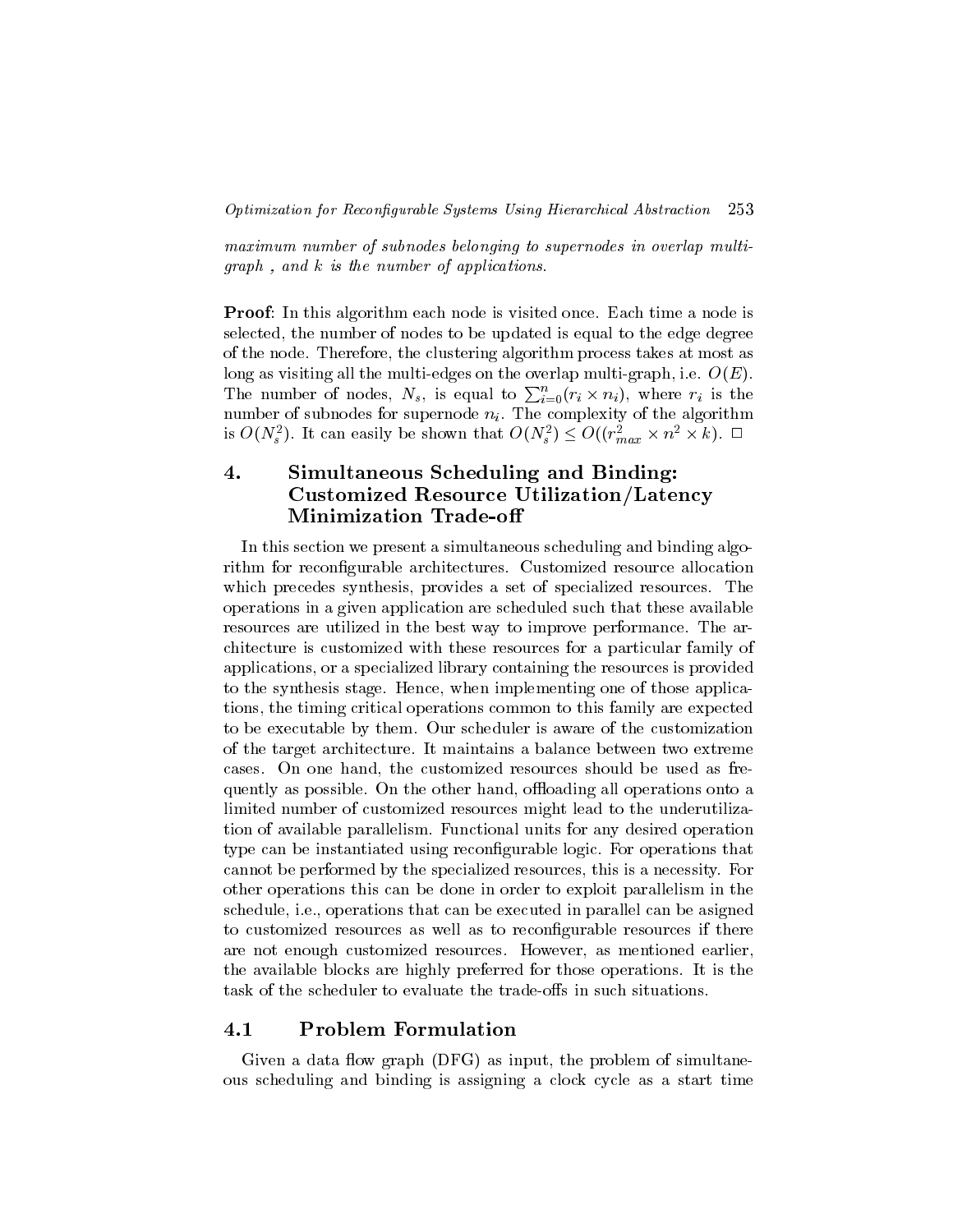*maximum number of subnodes belonging to supernodes in overlap multi-graph , and $k$ is the number of applications.*

**Proof**: In this algorithm each node is visited once. Each time a node is selected, the number of nodes to be updated is equal to the edge degree of the node. Therefore, the clustering algorithm process takes at most as long as visiting all the multi-edges on the overlap multi-graph, i.e. $O(E)$. The number of nodes, $N_s$, is equal to $\sum_{i=0}^{n}(r_i \times n_i)$, where $r_i$ is the number of subnodes for supernode $n_i$. The complexity of the algorithm is $O(N_s^2)$. It can easily be shown that $O(N_s^2) \leq O((r_{max}^2 \times n^2 \times k)$. □

## 4. Simultaneous Scheduling and Binding: Customized Resource Utilization/Latency Minimization Trade-off

In this section we present a simultaneous scheduling and binding algorithm for reconfigurable architectures. Customized resource allocation which precedes synthesis, provides a set of specialized resources. The operations in a given application are scheduled such that these available resources are utilized in the best way to improve performance. The architecture is customized with these resources for a particular family of applications, or a specialized library containing the resources is provided to the synthesis stage. Hence, when implementing one of those applications, the timing critical operations common to this family are expected to be executable by them. Our scheduler is aware of the customization of the target architecture. It maintains a balance between two extreme cases. On one hand, the customized resources should be used as frequently as possible. On the other hand, offloading all operations onto a limited number of customized resources might lead to the underutilization of available parallelism. Functional units for any desired operation type can be instantiated using reconfigurable logic. For operations that cannot be performed by the specialized resources, this is a necessity. For other operations this can be done in order to exploit parallelism in the schedule, i.e., operations that can be executed in parallel can be asigned to customized resources as well as to reconfigurable resources if there are not enough customized resources. However, as mentioned earlier, the available blocks are highly preferred for those operations. It is the task of the scheduler to evaluate the trade-offs in such situations.

### 4.1 Problem Formulation

Given a data flow graph (DFG) as input, the problem of simultaneous scheduling and binding is assigning a clock cycle as a start time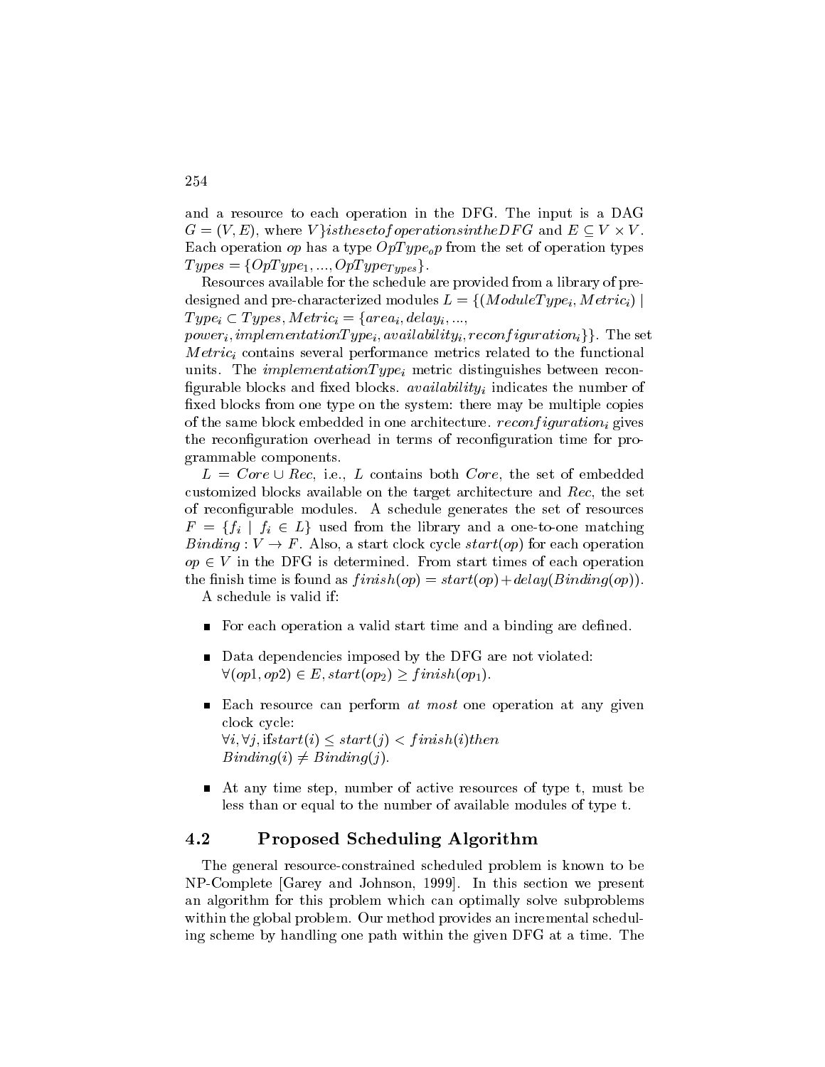and a resource to each operation in the DFG. The input is a DAG $G = (V, E)$, where $V\}isthesetofoperationsintheDFG$ and $E \subseteq V \times V$. Each operation $op$ has a type $OpType_op$ from the set of operation types $Types = \{OpType_1, ..., OpType_{Types}\}$.

Resources available for the schedule are provided from a library of pre-designed and pre-characterized modules $L = \{(ModuleType_i, Metric_i) \mid Type_i \subset Types, Metric_i = \{area_i, delay_i, ..., power_i, implementationType_i, availability_i, reconfiguration_i\}\}$. The set $Metric_i$ contains several performance metrics related to the functional units. The $implementationType_i$ metric distinguishes between reconfigurable blocks and fixed blocks. $availability_i$ indicates the number of fixed blocks from one type on the system: there may be multiple copies of the same block embedded in one architecture. $reconfiguration_i$ gives the reconfiguration overhead in terms of reconfiguration time for programmable components.

$L = Core \cup Rec$, i.e., $L$ contains both $Core$, the set of embedded customized blocks available on the target architecture and $Rec$, the set of reconfigurable modules. A schedule generates the set of resources $F = \{f_i \mid f_i \in L\}$ used from the library and a one-to-one matching $Binding : V \rightarrow F$. Also, a start clock cycle $start(op)$ for each operation $op \in V$ in the DFG is determined. From start times of each operation the finish time is found as $finish(op) = start(op) + delay(Binding(op))$.

A schedule is valid if:

- For each operation a valid start time and a binding are defined.
- Data dependencies imposed by the DFG are not violated: $\forall (op1, op2) \in E, start(op_2) \geq finish(op_1)$.
- Each resource can perform *at most* one operation at any given clock cycle: $\forall i, \forall j,$ if$start(i) \leq start(j) < finish(i) then$ $Binding(i) \neq Binding(j)$.
- At any time step, number of active resources of type t, must be less than or equal to the number of available modules of type t.

## 4.2 Proposed Scheduling Algorithm

The general resource-constrained scheduled problem is known to be NP-Complete [Garey and Johnson, 1999]. In this section we present an algorithm for this problem which can optimally solve subproblems within the global problem. Our method provides an incremental scheduling scheme by handling one path within the given DFG at a time. The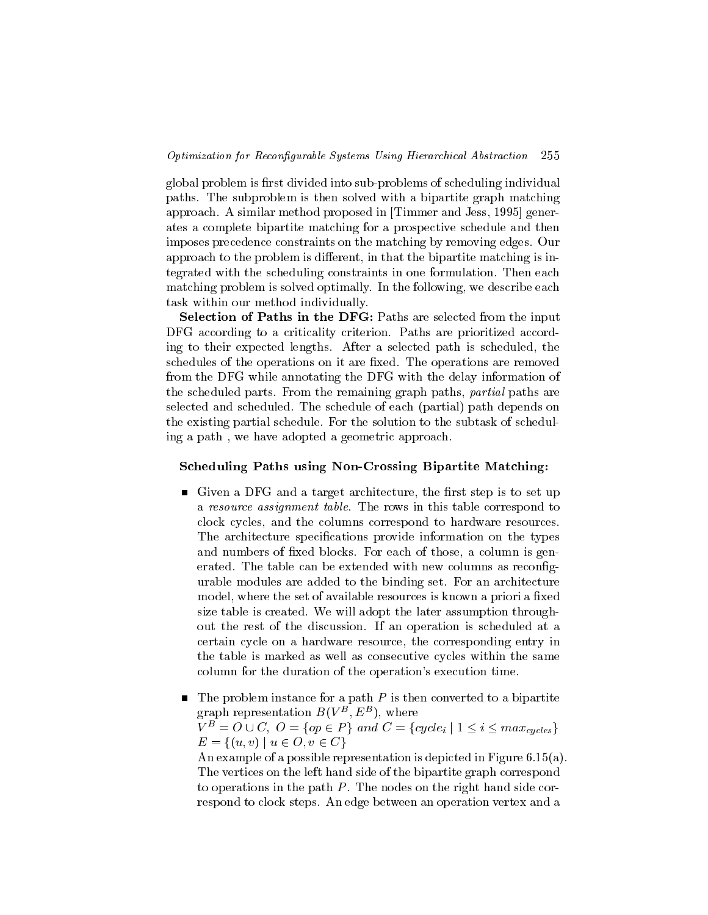global problem is first divided into sub-problems of scheduling individual paths. The subproblem is then solved with a bipartite graph matching approach. A similar method proposed in [Timmer and Jess, 1995] generates a complete bipartite matching for a prospective schedule and then imposes precedence constraints on the matching by removing edges. Our approach to the problem is different, in that the bipartite matching is integrated with the scheduling constraints in one formulation. Then each matching problem is solved optimally. In the following, we describe each task within our method individually.

**Selection of Paths in the DFG:** Paths are selected from the input DFG according to a criticality criterion. Paths are prioritized according to their expected lengths. After a selected path is scheduled, the schedules of the operations on it are fixed. The operations are removed from the DFG while annotating the DFG with the delay information of the scheduled parts. From the remaining graph paths, *partial* paths are selected and scheduled. The schedule of each (partial) path depends on the existing partial schedule. For the solution to the subtask of scheduling a path , we have adopted a geometric approach.

**Scheduling Paths using Non-Crossing Bipartite Matching:**

- Given a DFG and a target architecture, the first step is to set up a *resource assignment table*. The rows in this table correspond to clock cycles, and the columns correspond to hardware resources. The architecture specifications provide information on the types and numbers of fixed blocks. For each of those, a column is generated. The table can be extended with new columns as reconfigurable modules are added to the binding set. For an architecture model, where the set of available resources is known a priori a fixed size table is created. We will adopt the later assumption throughout the rest of the discussion. If an operation is scheduled at a certain cycle on a hardware resource, the corresponding entry in the table is marked as well as consecutive cycles within the same column for the duration of the operation's execution time.

- The problem instance for a path $P$ is then converted to a bipartite graph representation $B(V^B, E^B)$, where
  $V^B = O \cup C,\ O = \{op \in P\}\ and\ C = \{cycle_i \mid 1 \leq i \leq max_{cycles}\}$
  $E = \{(u,v) \mid u \in O, v \in C\}$
  An example of a possible representation is depicted in Figure 6.15(a). The vertices on the left hand side of the bipartite graph correspond to operations in the path $P$. The nodes on the right hand side correspond to clock steps. An edge between an operation vertex and a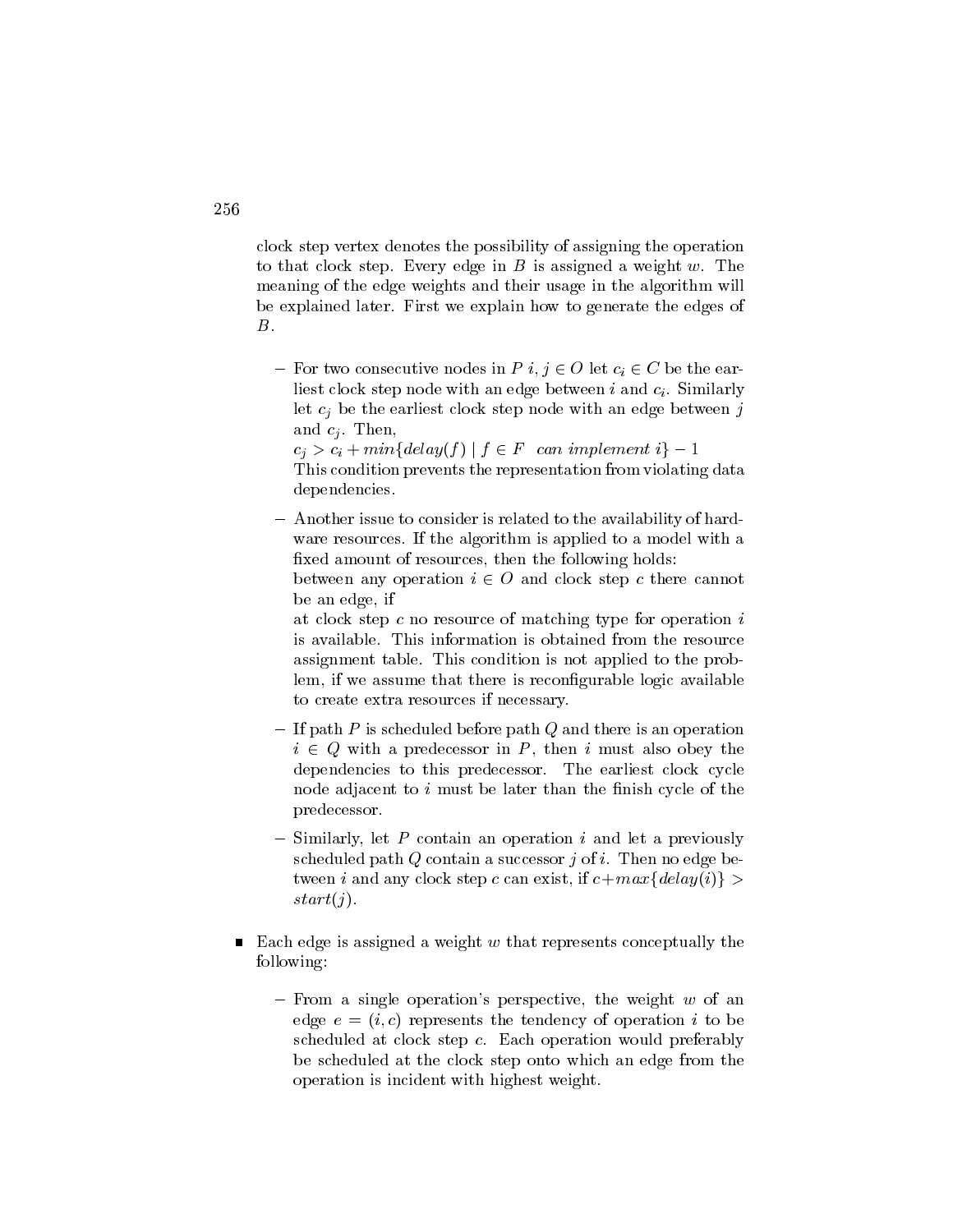clock step vertex denotes the possibility of assigning the operation to that clock step. Every edge in $B$ is assigned a weight $w$. The meaning of the edge weights and their usage in the algorithm will be explained later. First we explain how to generate the edges of $B$.

- For two consecutive nodes in $P$ $i, j \in O$ let $c_i \in C$ be the earliest clock step node with an edge between $i$ and $c_i$. Similarly let $c_j$ be the earliest clock step node with an edge between $j$ and $c_j$. Then,
  $c_j > c_i + min\{delay(f) \mid f \in F \;\; can\ implement\ i\} - 1$
  This condition prevents the representation from violating data dependencies.

- Another issue to consider is related to the availability of hardware resources. If the algorithm is applied to a model with a fixed amount of resources, then the following holds:
  between any operation $i \in O$ and clock step $c$ there cannot be an edge, if
  at clock step $c$ no resource of matching type for operation $i$ is available. This information is obtained from the resource assignment table. This condition is not applied to the problem, if we assume that there is reconfigurable logic available to create extra resources if necessary.

- If path $P$ is scheduled before path $Q$ and there is an operation $i \in Q$ with a predecessor in $P$, then $i$ must also obey the dependencies to this predecessor. The earliest clock cycle node adjacent to $i$ must be later than the finish cycle of the predecessor.

- Similarly, let $P$ contain an operation $i$ and let a previously scheduled path $Q$ contain a successor $j$ of $i$. Then no edge between $i$ and any clock step $c$ can exist, if $c + max\{delay(i)\} > start(j)$.

■ Each edge is assigned a weight $w$ that represents conceptually the following:

- From a single operation's perspective, the weight $w$ of an edge $e = (i, c)$ represents the tendency of operation $i$ to be scheduled at clock step $c$. Each operation would preferably be scheduled at the clock step onto which an edge from the operation is incident with highest weight.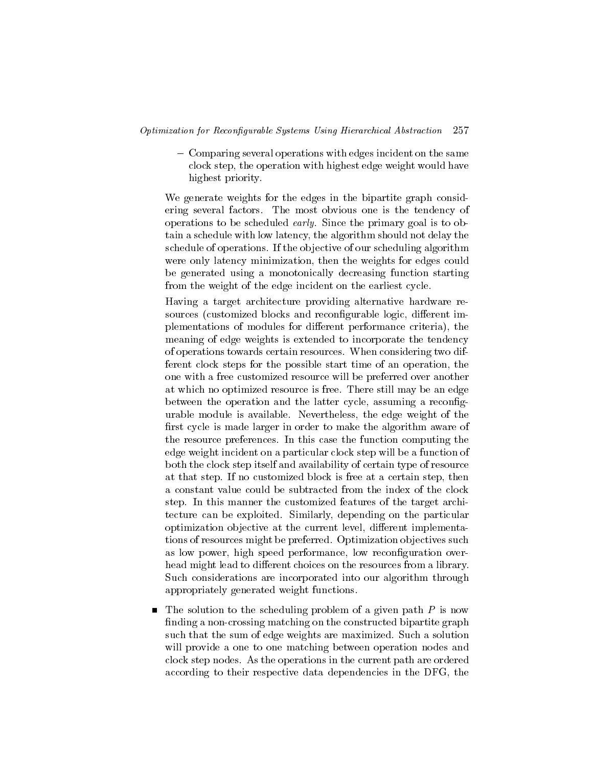- Comparing several operations with edges incident on the same clock step, the operation with highest edge weight would have highest priority.

  We generate weights for the edges in the bipartite graph considering several factors. The most obvious one is the tendency of operations to be scheduled *early*. Since the primary goal is to obtain a schedule with low latency, the algorithm should not delay the schedule of operations. If the objective of our scheduling algorithm were only latency minimization, then the weights for edges could be generated using a monotonically decreasing function starting from the weight of the edge incident on the earliest cycle.

  Having a target architecture providing alternative hardware resources (customized blocks and reconfigurable logic, different implementations of modules for different performance criteria), the meaning of edge weights is extended to incorporate the tendency of operations towards certain resources. When considering two different clock steps for the possible start time of an operation, the one with a free customized resource will be preferred over another at which no optimized resource is free. There still may be an edge between the operation and the latter cycle, assuming a reconfigurable module is available. Nevertheless, the edge weight of the first cycle is made larger in order to make the algorithm aware of the resource preferences. In this case the function computing the edge weight incident on a particular clock step will be a function of both the clock step itself and availability of certain type of resource at that step. If no customized block is free at a certain step, then a constant value could be subtracted from the index of the clock step. In this manner the customized features of the target architecture can be exploited. Similarly, depending on the particular optimization objective at the current level, different implementations of resources might be preferred. Optimization objectives such as low power, high speed performance, low reconfiguration overhead might lead to different choices on the resources from a library. Such considerations are incorporated into our algorithm through appropriately generated weight functions.

- The solution to the scheduling problem of a given path $P$ is now finding a non-crossing matching on the constructed bipartite graph such that the sum of edge weights are maximized. Such a solution will provide a one to one matching between operation nodes and clock step nodes. As the operations in the current path are ordered according to their respective data dependencies in the DFG, the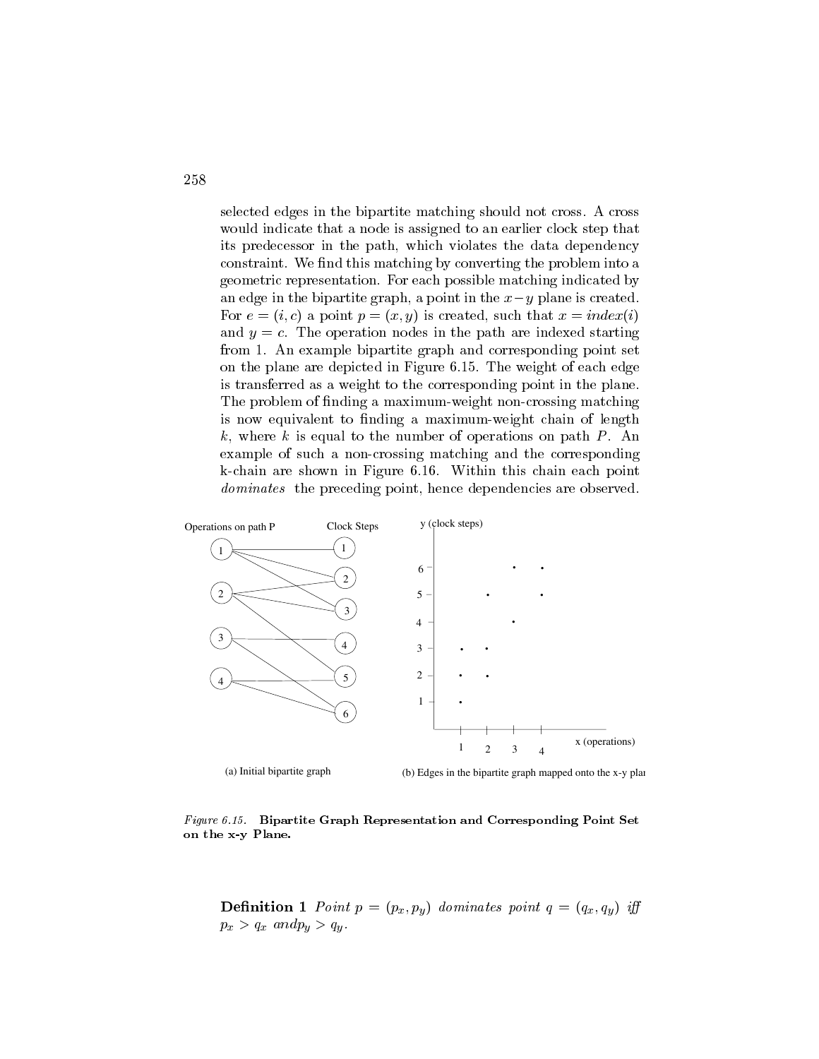selected edges in the bipartite matching should not cross. A cross would indicate that a node is assigned to an earlier clock step that its predecessor in the path, which violates the data dependency constraint. We find this matching by converting the problem into a geometric representation. For each possible matching indicated by an edge in the bipartite graph, a point in the $x-y$ plane is created. For $e = (i, c)$ a point $p = (x, y)$ is created, such that $x = index(i)$ and $y = c$. The operation nodes in the path are indexed starting from 1. An example bipartite graph and corresponding point set on the plane are depicted in Figure 6.15. The weight of each edge is transferred as a weight to the corresponding point in the plane. The problem of finding a maximum-weight non-crossing matching is now equivalent to finding a maximum-weight chain of length $k$, where $k$ is equal to the number of operations on path $P$. An example of such a non-crossing matching and the corresponding k-chain are shown in Figure 6.16. Within this chain each point *dominates* the preceding point, hence dependencies are observed.

(a) Initial bipartite graph

(b) Edges in the bipartite graph mapped onto the x-y plane

*Figure 6.15.* **Bipartite Graph Representation and Corresponding Point Set on the x-y Plane.**

**Definition 1** *Point* $p = (p_x, p_y)$ *dominates point* $q = (q_x, q_y)$ *iff* $p_x > q_x$ *and* $p_y > q_y$.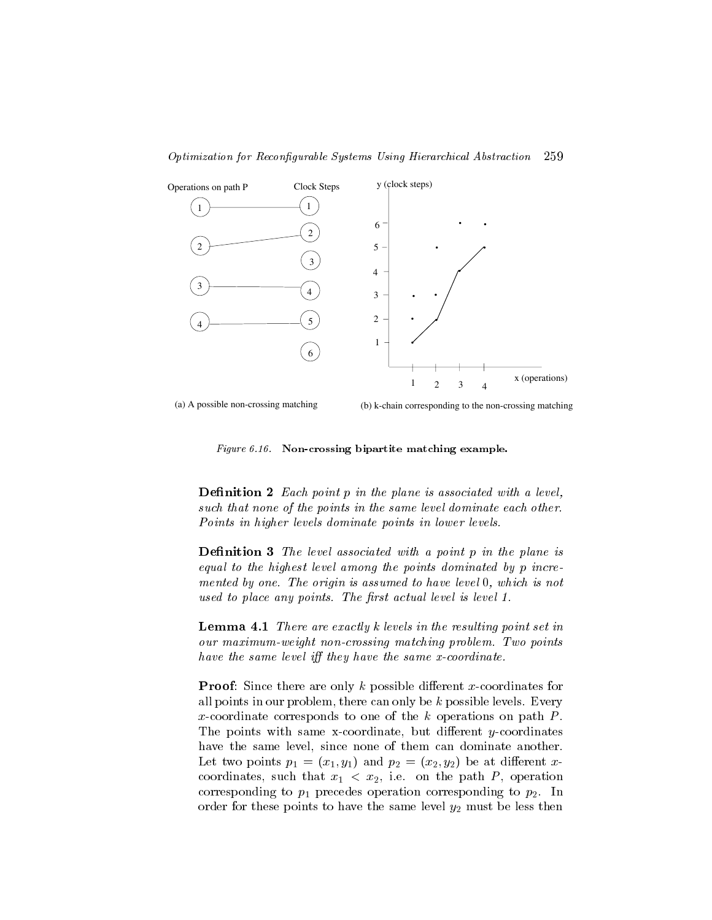(a) A possible non-crossing matching

(b) k-chain corresponding to the non-crossing matching

*Figure 6.16.* **Non-crossing bipartite matching example.**

**Definition 2** *Each point $p$ in the plane is associated with a level, such that none of the points in the same level dominate each other. Points in higher levels dominate points in lower levels.*

**Definition 3** *The level associated with a point $p$ in the plane is equal to the highest level among the points dominated by $p$ incremented by one. The origin is assumed to have level 0, which is not used to place any points. The first actual level is level 1.*

**Lemma 4.1** *There are exactly $k$ levels in the resulting point set in our maximum-weight non-crossing matching problem. Two points have the same level iff they have the same $x$-coordinate.*

**Proof**: Since there are only $k$ possible different $x$-coordinates for all points in our problem, there can only be $k$ possible levels. Every $x$-coordinate corresponds to one of the $k$ operations on path $P$. The points with same x-coordinate, but different $y$-coordinates have the same level, since none of them can dominate another. Let two points $p_1 = (x_1, y_1)$ and $p_2 = (x_2, y_2)$ be at different $x$-coordinates, such that $x_1 < x_2$, i.e. on the path $P$, operation corresponding to $p_1$ precedes operation corresponding to $p_2$. In order for these points to have the same level $y_2$ must be less then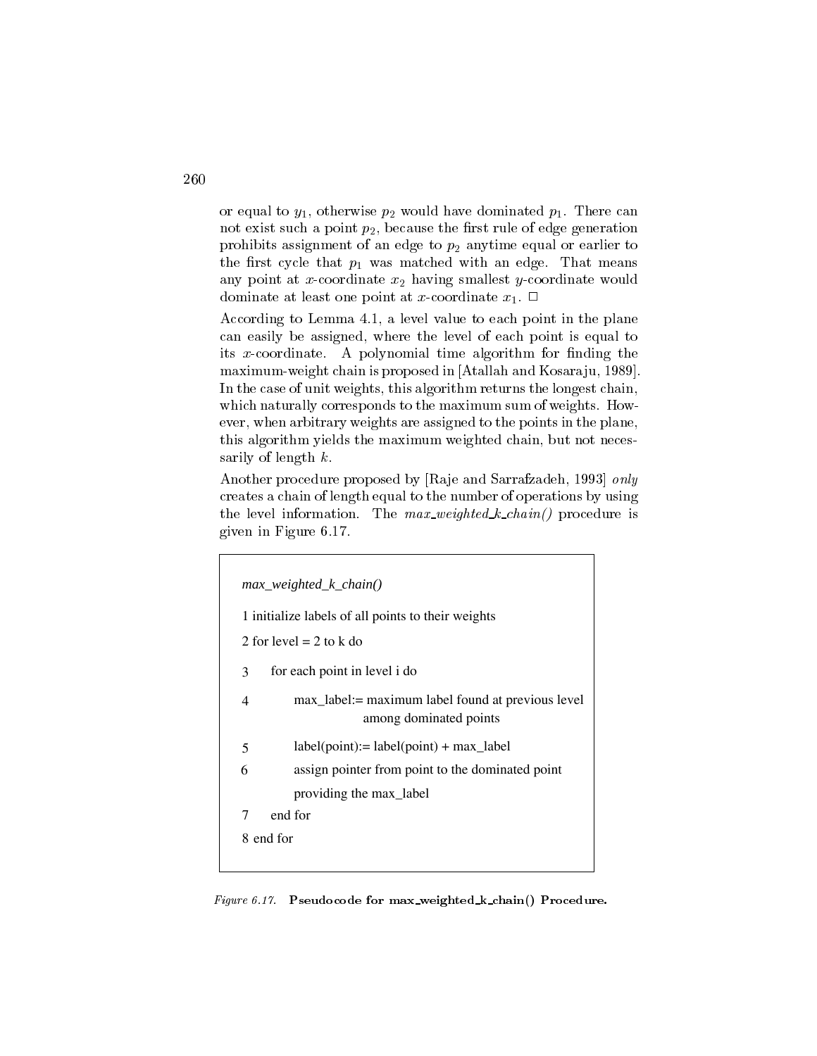or equal to $y_1$, otherwise $p_2$ would have dominated $p_1$. There can not exist such a point $p_2$, because the first rule of edge generation prohibits assignment of an edge to $p_2$ anytime equal or earlier to the first cycle that $p_1$ was matched with an edge. That means any point at $x$-coordinate $x_2$ having smallest $y$-coordinate would dominate at least one point at $x$-coordinate $x_1$. □

According to Lemma 4.1, a level value to each point in the plane can easily be assigned, where the level of each point is equal to its $x$-coordinate. A polynomial time algorithm for finding the maximum-weight chain is proposed in [Atallah and Kosaraju, 1989]. In the case of unit weights, this algorithm returns the longest chain, which naturally corresponds to the maximum sum of weights. However, when arbitrary weights are assigned to the points in the plane, this algorithm yields the maximum weighted chain, but not necessarily of length $k$.

Another procedure proposed by [Raje and Sarrafzadeh, 1993] *only* creates a chain of length equal to the number of operations by using the level information. The *max_weighted_k_chain()* procedure is given in Figure 6.17.

```
max_weighted_k_chain()

1 initialize labels of all points to their weights
2 for level = 2 to k do
3      for each point in level i do
4           max_label:= maximum label found at previous level
                        among dominated points
5           label(point):= label(point) + max_label
6           assign pointer from point to the dominated point
            providing the max_label
7      end for
8 end for
```

*Figure 6.17.* **Pseudocode for max_weighted_k_chain() Procedure.**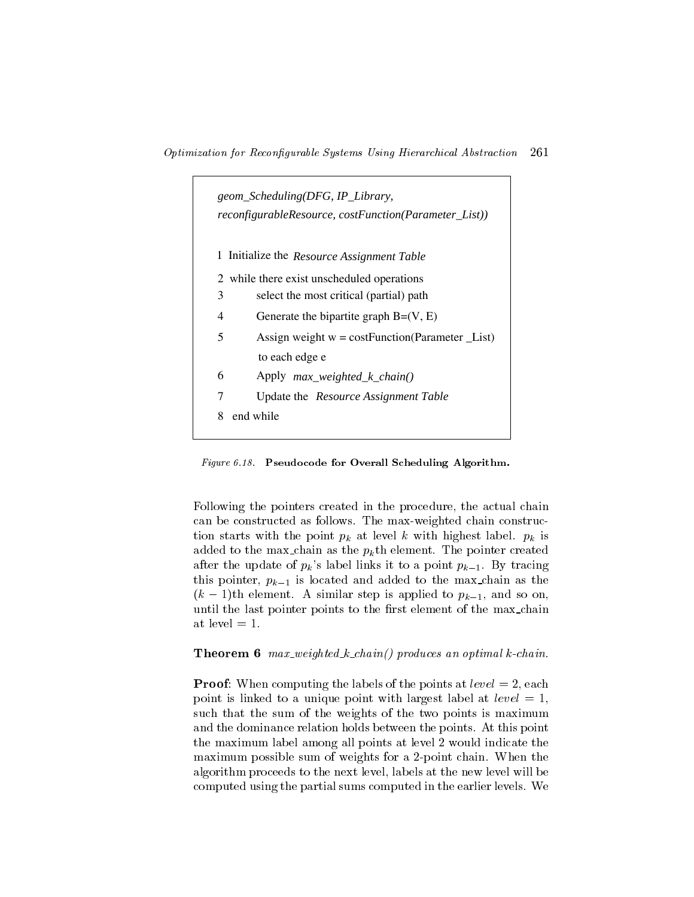```
geom_Scheduling(DFG, IP_Library,
reconfigurableResource, costFunction(Parameter_List))

1  Initialize the Resource Assignment Table
2  while there exist unscheduled operations
3        select the most critical (partial) path
4        Generate the bipartite graph B=(V, E)
5        Assign weight w = costFunction(Parameter _List)
         to each edge e
6        Apply max_weighted_k_chain()
7        Update the Resource Assignment Table
8  end while
```

*Figure 6.18.* **Pseudocode for Overall Scheduling Algorithm.**

Following the pointers created in the procedure, the actual chain can be constructed as follows. The max-weighted chain construction starts with the point $p_k$ at level $k$ with highest label. $p_k$ is added to the max_chain as the $p_k$th element. The pointer created after the update of $p_k$'s label links it to a point $p_{k-1}$. By tracing this pointer, $p_{k-1}$ is located and added to the max_chain as the $(k-1)$th element. A similar step is applied to $p_{k-1}$, and so on, until the last pointer points to the first element of the max_chain at level = 1.

**Theorem 6** *max_weighted_k_chain() produces an optimal k-chain.*

**Proof**: When computing the labels of the points at $level = 2$, each point is linked to a unique point with largest label at $level = 1$, such that the sum of the weights of the two points is maximum and the dominance relation holds between the points. At this point the maximum label among all points at level 2 would indicate the maximum possible sum of weights for a 2-point chain. When the algorithm proceeds to the next level, labels at the new level will be computed using the partial sums computed in the earlier levels. We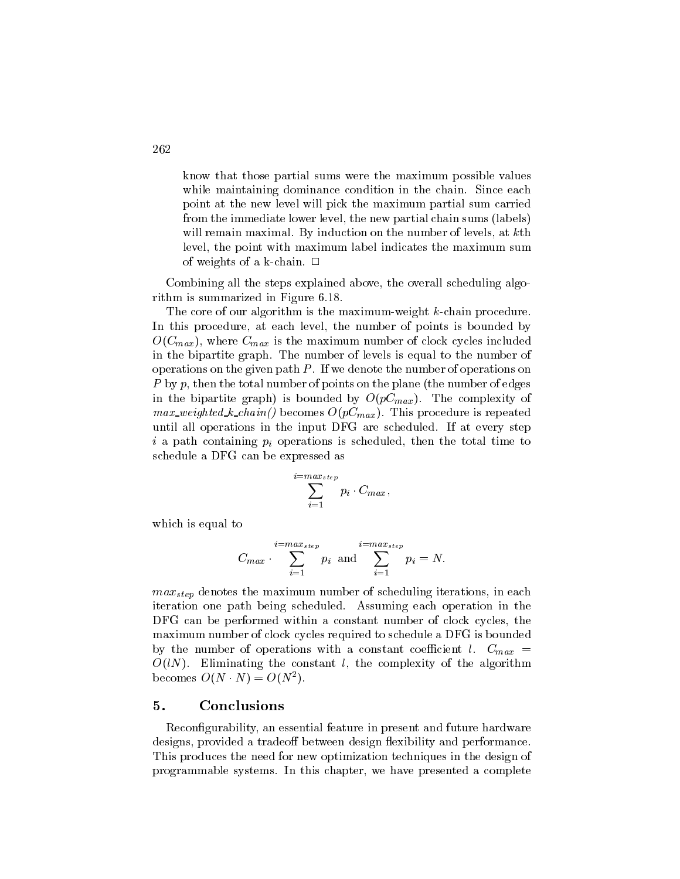know that those partial sums were the maximum possible values while maintaining dominance condition in the chain. Since each point at the new level will pick the maximum partial sum carried from the immediate lower level, the new partial chain sums (labels) will remain maximal. By induction on the number of levels, at $k$th level, the point with maximum label indicates the maximum sum of weights of a k-chain. □

Combining all the steps explained above, the overall scheduling algorithm is summarized in Figure 6.18.

The core of our algorithm is the maximum-weight $k$-chain procedure. In this procedure, at each level, the number of points is bounded by $O(C_{max})$, where $C_{max}$ is the maximum number of clock cycles included in the bipartite graph. The number of levels is equal to the number of operations on the given path $P$. If we denote the number of operations on $P$ by $p$, then the total number of points on the plane (the number of edges in the bipartite graph) is bounded by $O(pC_{max})$. The complexity of *max_weighted_k_chain()* becomes $O(pC_{max})$. This procedure is repeated until all operations in the input DFG are scheduled. If at every step $i$ a path containing $p_i$ operations is scheduled, then the total time to schedule a DFG can be expressed as

$$\sum_{i=1}^{i=max_{step}} p_i \cdot C_{max},$$

which is equal to

$$C_{max} \cdot \sum_{i=1}^{i=max_{step}} p_i \text{ and } \sum_{i=1}^{i=max_{step}} p_i = N.$$

$max_{step}$ denotes the maximum number of scheduling iterations, in each iteration one path being scheduled. Assuming each operation in the DFG can be performed within a constant number of clock cycles, the maximum number of clock cycles required to schedule a DFG is bounded by the number of operations with a constant coefficient $l$. $C_{max} = O(lN)$. Eliminating the constant $l$, the complexity of the algorithm becomes $O(N \cdot N) = O(N^2)$.

## 5. Conclusions

Reconfigurability, an essential feature in present and future hardware designs, provided a tradeoff between design flexibility and performance. This produces the need for new optimization techniques in the design of programmable systems. In this chapter, we have presented a complete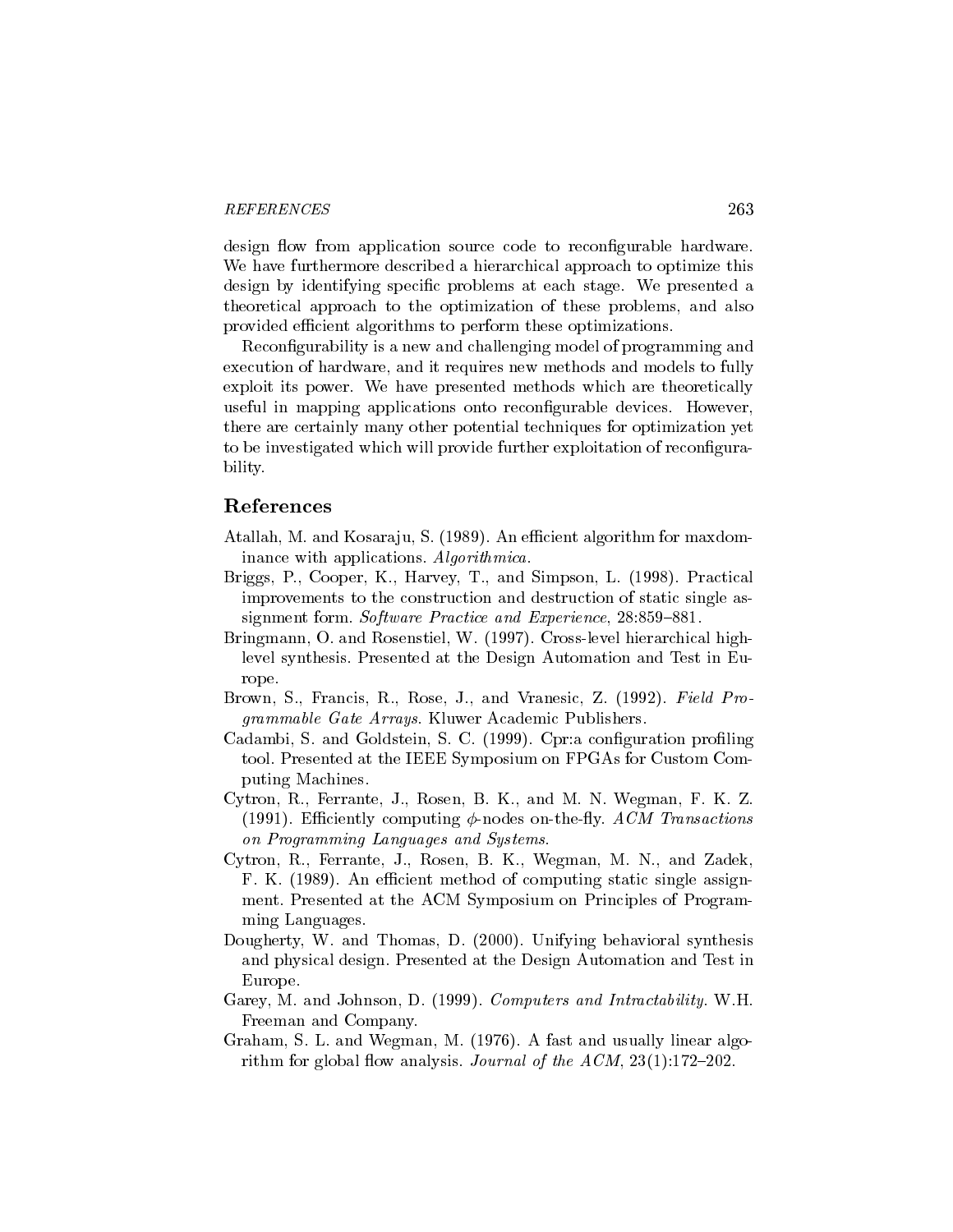design flow from application source code to reconfigurable hardware. We have furthermore described a hierarchical approach to optimize this design by identifying specific problems at each stage. We presented a theoretical approach to the optimization of these problems, and also provided efficient algorithms to perform these optimizations.

Reconfigurability is a new and challenging model of programming and execution of hardware, and it requires new methods and models to fully exploit its power. We have presented methods which are theoretically useful in mapping applications onto reconfigurable devices. However, there are certainly many other potential techniques for optimization yet to be investigated which will provide further exploitation of reconfigurability.

## References

Atallah, M. and Kosaraju, S. (1989). An efficient algorithm for maxdominance with applications. *Algorithmica*.

Briggs, P., Cooper, K., Harvey, T., and Simpson, L. (1998). Practical improvements to the construction and destruction of static single assignment form. *Software Practice and Experience*, 28:859–881.

Bringmann, O. and Rosenstiel, W. (1997). Cross-level hierarchical high-level synthesis. Presented at the Design Automation and Test in Europe.

Brown, S., Francis, R., Rose, J., and Vranesic, Z. (1992). *Field Programmable Gate Arrays*. Kluwer Academic Publishers.

Cadambi, S. and Goldstein, S. C. (1999). Cpr:a configuration profiling tool. Presented at the IEEE Symposium on FPGAs for Custom Computing Machines.

Cytron, R., Ferrante, J., Rosen, B. K., and M. N. Wegman, F. K. Z. (1991). Efficiently computing $\phi$-nodes on-the-fly. *ACM Transactions on Programming Languages and Systems*.

Cytron, R., Ferrante, J., Rosen, B. K., Wegman, M. N., and Zadek, F. K. (1989). An efficient method of computing static single assignment. Presented at the ACM Symposium on Principles of Programming Languages.

Dougherty, W. and Thomas, D. (2000). Unifying behavioral synthesis and physical design. Presented at the Design Automation and Test in Europe.

Garey, M. and Johnson, D. (1999). *Computers and Intractability*. W.H. Freeman and Company.

Graham, S. L. and Wegman, M. (1976). A fast and usually linear algorithm for global flow analysis. *Journal of the ACM*, 23(1):172–202.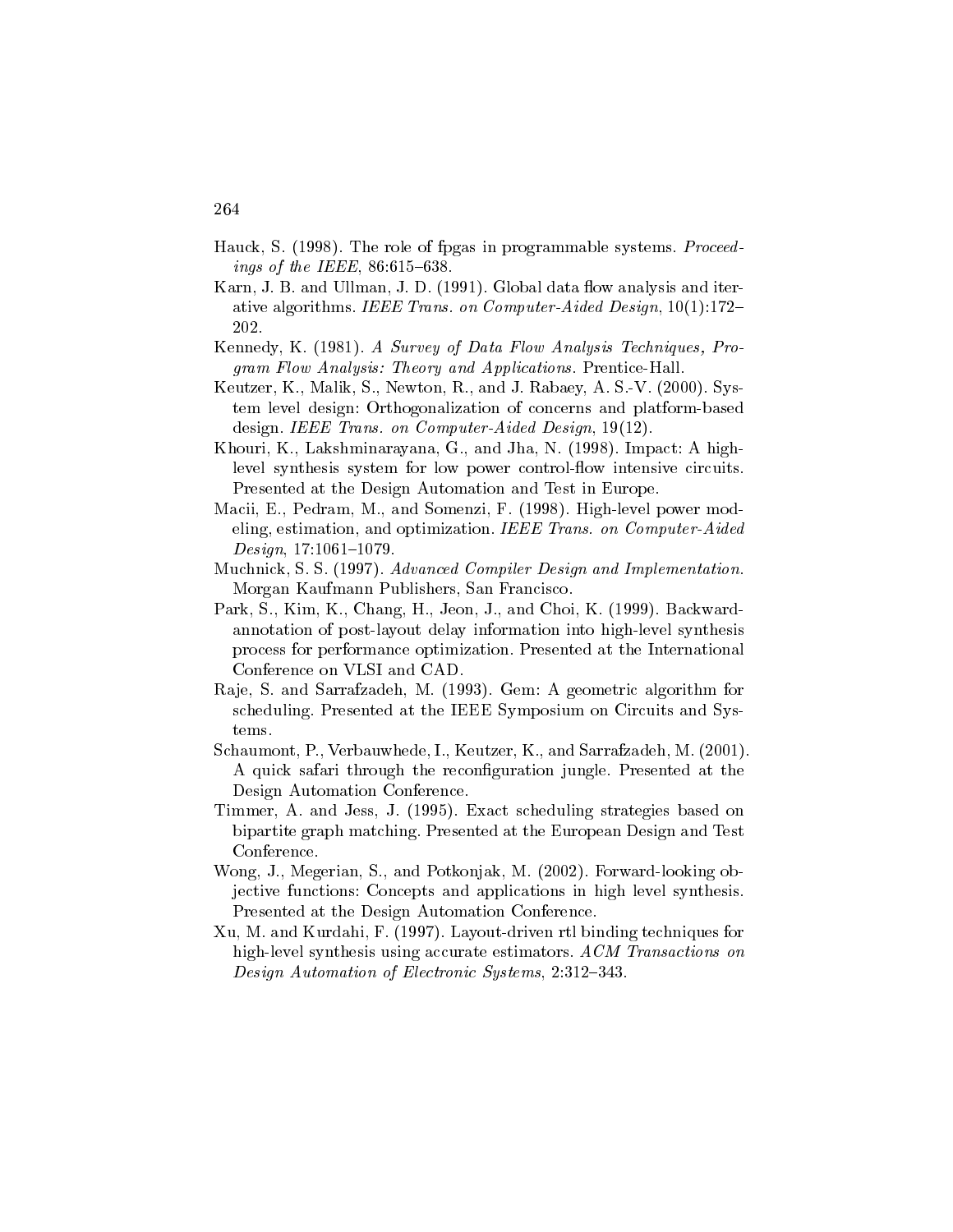Hauck, S. (1998). The role of fpgas in programmable systems. *Proceedings of the IEEE*, 86:615–638.

Karn, J. B. and Ullman, J. D. (1991). Global data flow analysis and iterative algorithms. *IEEE Trans. on Computer-Aided Design*, 10(1):172–202.

Kennedy, K. (1981). *A Survey of Data Flow Analysis Techniques, Program Flow Analysis: Theory and Applications*. Prentice-Hall.

Keutzer, K., Malik, S., Newton, R., and J. Rabaey, A. S.-V. (2000). System level design: Orthogonalization of concerns and platform-based design. *IEEE Trans. on Computer-Aided Design*, 19(12).

Khouri, K., Lakshminarayana, G., and Jha, N. (1998). Impact: A high-level synthesis system for low power control-flow intensive circuits. Presented at the Design Automation and Test in Europe.

Macii, E., Pedram, M., and Somenzi, F. (1998). High-level power modeling, estimation, and optimization. *IEEE Trans. on Computer-Aided Design*, 17:1061–1079.

Muchnick, S. S. (1997). *Advanced Compiler Design and Implementation*. Morgan Kaufmann Publishers, San Francisco.

Park, S., Kim, K., Chang, H., Jeon, J., and Choi, K. (1999). Backward-annotation of post-layout delay information into high-level synthesis process for performance optimization. Presented at the International Conference on VLSI and CAD.

Raje, S. and Sarrafzadeh, M. (1993). Gem: A geometric algorithm for scheduling. Presented at the IEEE Symposium on Circuits and Systems.

Schaumont, P., Verbauwhede, I., Keutzer, K., and Sarrafzadeh, M. (2001). A quick safari through the reconfiguration jungle. Presented at the Design Automation Conference.

Timmer, A. and Jess, J. (1995). Exact scheduling strategies based on bipartite graph matching. Presented at the European Design and Test Conference.

Wong, J., Megerian, S., and Potkonjak, M. (2002). Forward-looking objective functions: Concepts and applications in high level synthesis. Presented at the Design Automation Conference.

Xu, M. and Kurdahi, F. (1997). Layout-driven rtl binding techniques for high-level synthesis using accurate estimators. *ACM Transactions on Design Automation of Electronic Systems*, 2:312–343.